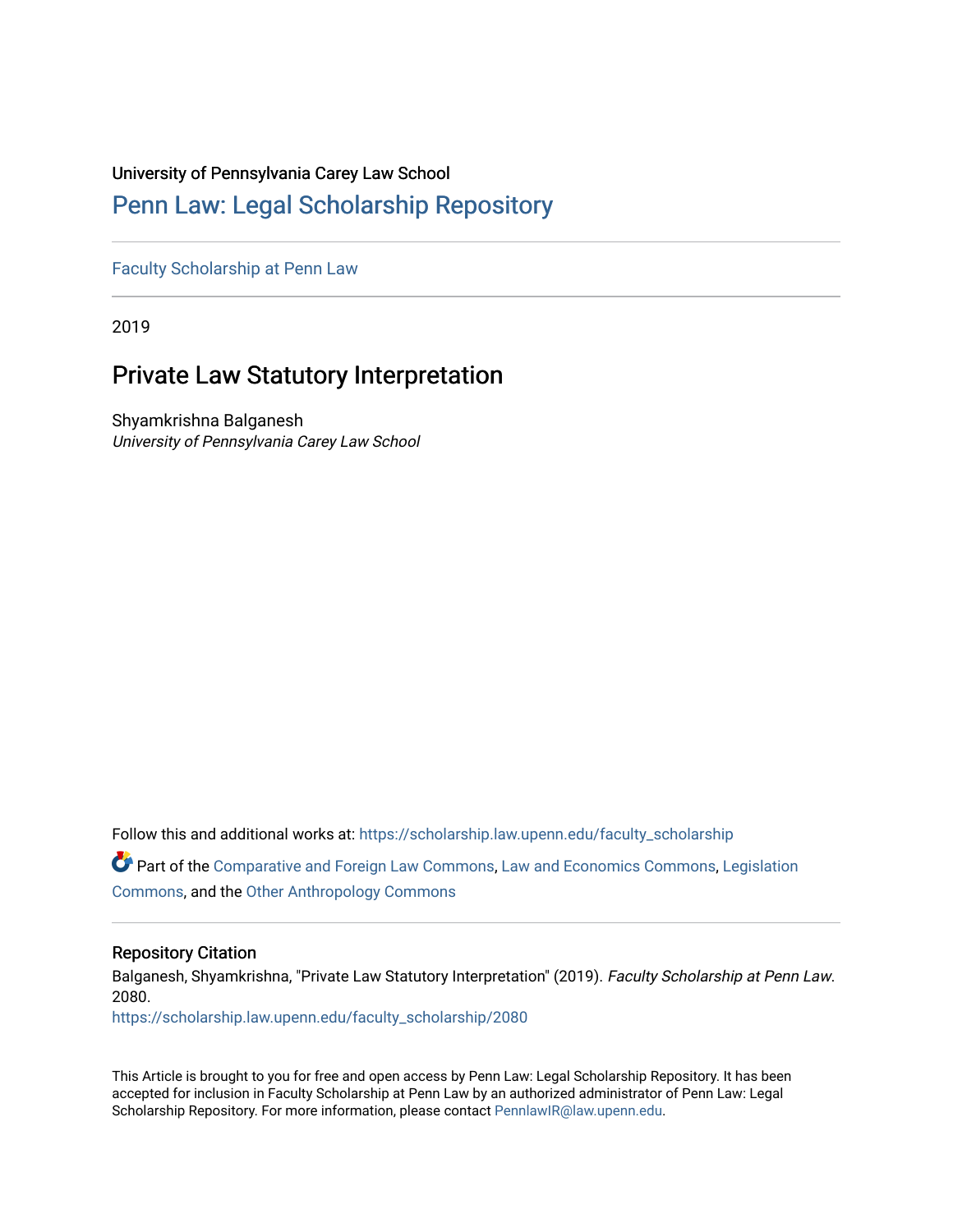University of Pennsylvania Carey Law School

# Penn Law: Legal Scholarship Repository

Faculty Scholarship at Penn Law

2019

## Private Law Statutory Interpretation

Shyamkrishna Balganesh
*University of Pennsylvania Carey Law School*

Follow this and additional works at: https://scholarship.law.upenn.edu/faculty_scholarship

Part of the Comparative and Foreign Law Commons, Law and Economics Commons, Legislation Commons, and the Other Anthropology Commons

### Repository Citation

Balganesh, Shyamkrishna, "Private Law Statutory Interpretation" (2019). *Faculty Scholarship at Penn Law*. 2080.
https://scholarship.law.upenn.edu/faculty_scholarship/2080

This Article is brought to you for free and open access by Penn Law: Legal Scholarship Repository. It has been accepted for inclusion in Faculty Scholarship at Penn Law by an authorized administrator of Penn Law: Legal Scholarship Repository. For more information, please contact PennlawIR@law.upenn.edu.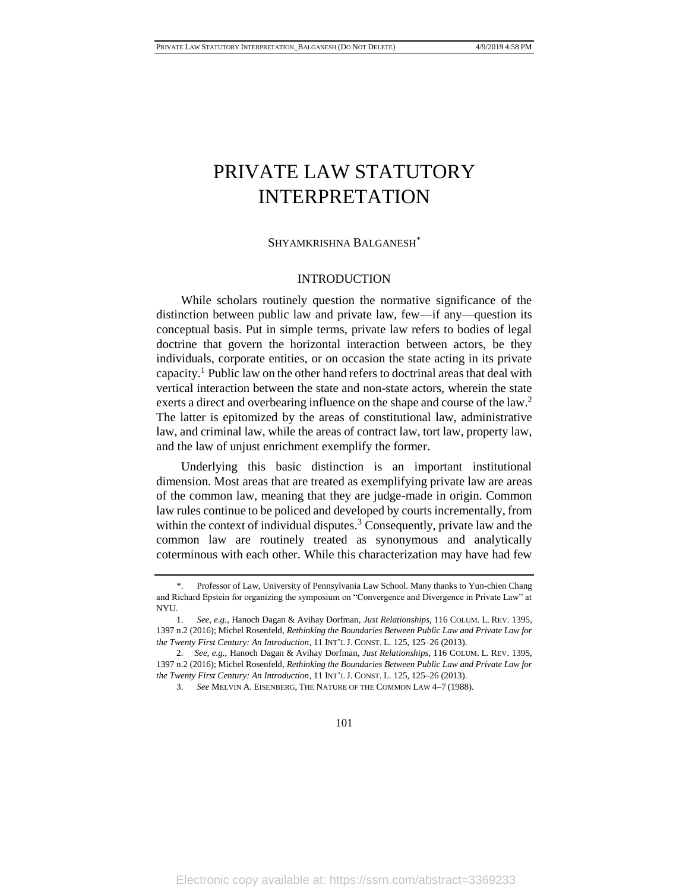# PRIVATE LAW STATUTORY INTERPRETATION

SHYAMKRISHNA BALGANESH*

## INTRODUCTION

While scholars routinely question the normative significance of the distinction between public law and private law, few—if any—question its conceptual basis. Put in simple terms, private law refers to bodies of legal doctrine that govern the horizontal interaction between actors, be they individuals, corporate entities, or on occasion the state acting in its private capacity.[1] Public law on the other hand refers to doctrinal areas that deal with vertical interaction between the state and non-state actors, wherein the state exerts a direct and overbearing influence on the shape and course of the law.[2] The latter is epitomized by the areas of constitutional law, administrative law, and criminal law, while the areas of contract law, tort law, property law, and the law of unjust enrichment exemplify the former.

Underlying this basic distinction is an important institutional dimension. Most areas that are treated as exemplifying private law are areas of the common law, meaning that they are judge-made in origin. Common law rules continue to be policed and developed by courts incrementally, from within the context of individual disputes.[3] Consequently, private law and the common law are routinely treated as synonymous and analytically coterminous with each other. While this characterization may have had few

---

\*. Professor of Law, University of Pennsylvania Law School. Many thanks to Yun-chien Chang and Richard Epstein for organizing the symposium on "Convergence and Divergence in Private Law" at NYU.

1. *See, e.g.*, Hanoch Dagan & Avihay Dorfman, *Just Relationships*, 116 COLUM. L. REV. 1395, 1397 n.2 (2016); Michel Rosenfeld, *Rethinking the Boundaries Between Public Law and Private Law for the Twenty First Century: An Introduction*, 11 INT'L J. CONST. L. 125, 125–26 (2013).

2. *See, e.g.*, Hanoch Dagan & Avihay Dorfman, *Just Relationships*, 116 COLUM. L. REV. 1395, 1397 n.2 (2016); Michel Rosenfeld, *Rethinking the Boundaries Between Public Law and Private Law for the Twenty First Century: An Introduction*, 11 INT'L J. CONST. L. 125, 125–26 (2013).

3. *See* MELVIN A. EISENBERG, THE NATURE OF THE COMMON LAW 4–7 (1988).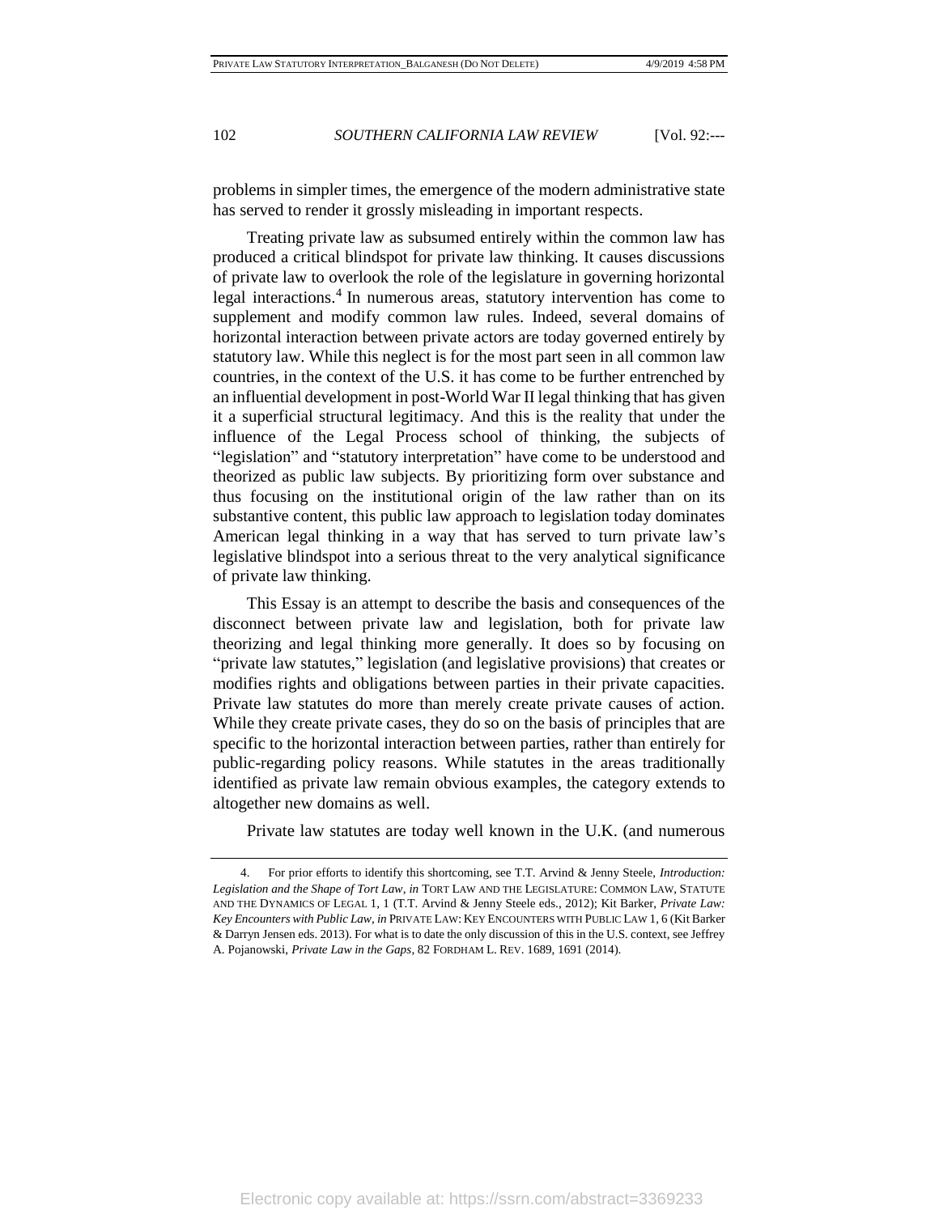problems in simpler times, the emergence of the modern administrative state has served to render it grossly misleading in important respects.

Treating private law as subsumed entirely within the common law has produced a critical blindspot for private law thinking. It causes discussions of private law to overlook the role of the legislature in governing horizontal legal interactions.[4] In numerous areas, statutory intervention has come to supplement and modify common law rules. Indeed, several domains of horizontal interaction between private actors are today governed entirely by statutory law. While this neglect is for the most part seen in all common law countries, in the context of the U.S. it has come to be further entrenched by an influential development in post-World War II legal thinking that has given it a superficial structural legitimacy. And this is the reality that under the influence of the Legal Process school of thinking, the subjects of "legislation" and "statutory interpretation" have come to be understood and theorized as public law subjects. By prioritizing form over substance and thus focusing on the institutional origin of the law rather than on its substantive content, this public law approach to legislation today dominates American legal thinking in a way that has served to turn private law's legislative blindspot into a serious threat to the very analytical significance of private law thinking.

This Essay is an attempt to describe the basis and consequences of the disconnect between private law and legislation, both for private law theorizing and legal thinking more generally. It does so by focusing on "private law statutes," legislation (and legislative provisions) that creates or modifies rights and obligations between parties in their private capacities. Private law statutes do more than merely create private causes of action. While they create private cases, they do so on the basis of principles that are specific to the horizontal interaction between parties, rather than entirely for public-regarding policy reasons. While statutes in the areas traditionally identified as private law remain obvious examples, the category extends to altogether new domains as well.

Private law statutes are today well known in the U.K. (and numerous

---

4. For prior efforts to identify this shortcoming, see T.T. Arvind & Jenny Steele, *Introduction: Legislation and the Shape of Tort Law*, *in* TORT LAW AND THE LEGISLATURE: COMMON LAW, STATUTE AND THE DYNAMICS OF LEGAL 1, 1 (T.T. Arvind & Jenny Steele eds., 2012); Kit Barker, *Private Law: Key Encounters with Public Law*, *in* PRIVATE LAW: KEY ENCOUNTERS WITH PUBLIC LAW 1, 6 (Kit Barker & Darryn Jensen eds. 2013). For what is to date the only discussion of this in the U.S. context, see Jeffrey A. Pojanowski, *Private Law in the Gaps*, 82 FORDHAM L. REV. 1689, 1691 (2014).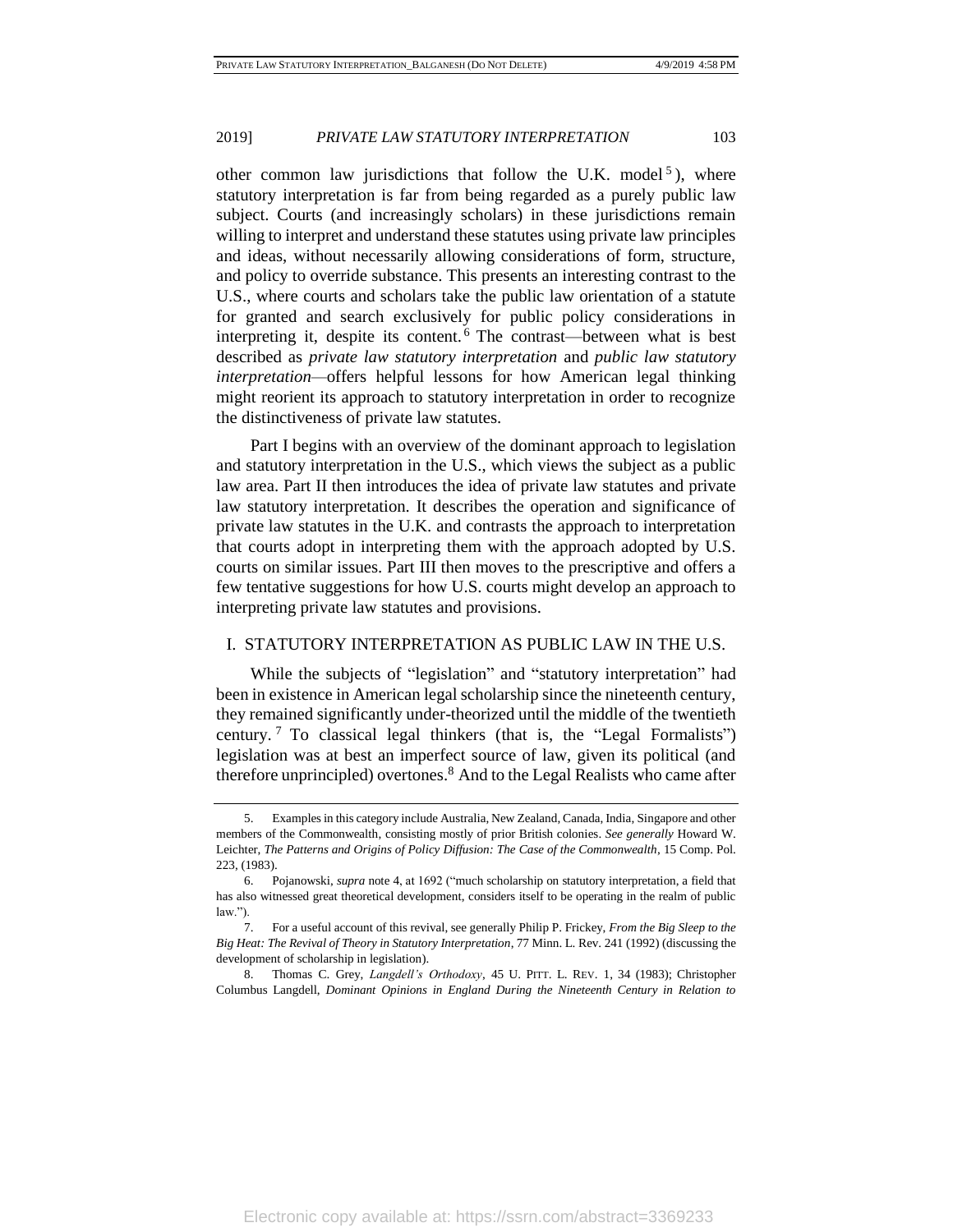other common law jurisdictions that follow the U.K. model[5]), where statutory interpretation is far from being regarded as a purely public law subject. Courts (and increasingly scholars) in these jurisdictions remain willing to interpret and understand these statutes using private law principles and ideas, without necessarily allowing considerations of form, structure, and policy to override substance. This presents an interesting contrast to the U.S., where courts and scholars take the public law orientation of a statute for granted and search exclusively for public policy considerations in interpreting it, despite its content.[6] The contrast—between what is best described as *private law statutory interpretation* and *public law statutory interpretation*—offers helpful lessons for how American legal thinking might reorient its approach to statutory interpretation in order to recognize the distinctiveness of private law statutes.

Part I begins with an overview of the dominant approach to legislation and statutory interpretation in the U.S., which views the subject as a public law area. Part II then introduces the idea of private law statutes and private law statutory interpretation. It describes the operation and significance of private law statutes in the U.K. and contrasts the approach to interpretation that courts adopt in interpreting them with the approach adopted by U.S. courts on similar issues. Part III then moves to the prescriptive and offers a few tentative suggestions for how U.S. courts might develop an approach to interpreting private law statutes and provisions.

## I. STATUTORY INTERPRETATION AS PUBLIC LAW IN THE U.S.

While the subjects of "legislation" and "statutory interpretation" had been in existence in American legal scholarship since the nineteenth century, they remained significantly under-theorized until the middle of the twentieth century.[7] To classical legal thinkers (that is, the "Legal Formalists") legislation was at best an imperfect source of law, given its political (and therefore unprincipled) overtones.[8] And to the Legal Realists who came after

---

5. Examples in this category include Australia, New Zealand, Canada, India, Singapore and other members of the Commonwealth, consisting mostly of prior British colonies. *See generally* Howard W. Leichter, *The Patterns and Origins of Policy Diffusion: The Case of the Commonwealth*, 15 Comp. Pol. 223, (1983).

6. Pojanowski, *supra* note 4, at 1692 ("much scholarship on statutory interpretation, a field that has also witnessed great theoretical development, considers itself to be operating in the realm of public law.").

7. For a useful account of this revival, see generally Philip P. Frickey, *From the Big Sleep to the Big Heat: The Revival of Theory in Statutory Interpretation*, 77 Minn. L. Rev. 241 (1992) (discussing the development of scholarship in legislation).

8. Thomas C. Grey, *Langdell's Orthodoxy*, 45 U. PITT. L. REV. 1, 34 (1983); Christopher Columbus Langdell, *Dominant Opinions in England During the Nineteenth Century in Relation to*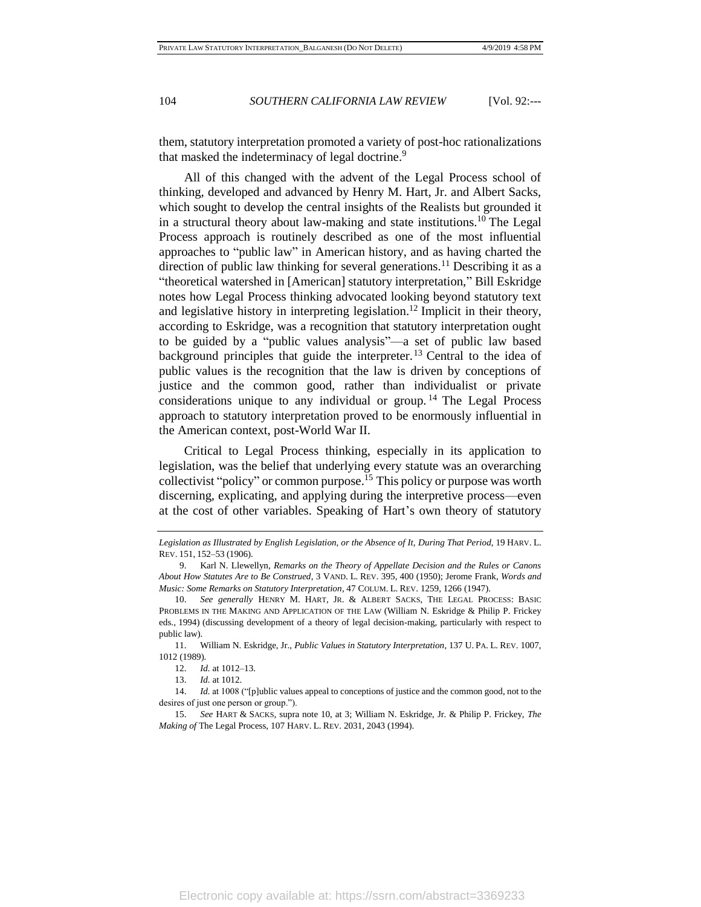them, statutory interpretation promoted a variety of post-hoc rationalizations that masked the indeterminacy of legal doctrine.[9]

All of this changed with the advent of the Legal Process school of thinking, developed and advanced by Henry M. Hart, Jr. and Albert Sacks, which sought to develop the central insights of the Realists but grounded it in a structural theory about law-making and state institutions.[10] The Legal Process approach is routinely described as one of the most influential approaches to "public law" in American history, and as having charted the direction of public law thinking for several generations.[11] Describing it as a "theoretical watershed in [American] statutory interpretation," Bill Eskridge notes how Legal Process thinking advocated looking beyond statutory text and legislative history in interpreting legislation.[12] Implicit in their theory, according to Eskridge, was a recognition that statutory interpretation ought to be guided by a "public values analysis"—a set of public law based background principles that guide the interpreter.[13] Central to the idea of public values is the recognition that the law is driven by conceptions of justice and the common good, rather than individualist or private considerations unique to any individual or group.[14] The Legal Process approach to statutory interpretation proved to be enormously influential in the American context, post-World War II.

Critical to Legal Process thinking, especially in its application to legislation, was the belief that underlying every statute was an overarching collectivist "policy" or common purpose.[15] This policy or purpose was worth discerning, explicating, and applying during the interpretive process—even at the cost of other variables. Speaking of Hart's own theory of statutory

---

*Legislation as Illustrated by English Legislation, or the Absence of It, During That Period*, 19 HARV. L. REV. 151, 152–53 (1906).

9. Karl N. Llewellyn, *Remarks on the Theory of Appellate Decision and the Rules or Canons About How Statutes Are to Be Construed*, 3 VAND. L. REV. 395, 400 (1950); Jerome Frank, *Words and Music: Some Remarks on Statutory Interpretation*, 47 COLUM. L. REV. 1259, 1266 (1947).

10. *See generally* HENRY M. HART, JR. & ALBERT SACKS, THE LEGAL PROCESS: BASIC PROBLEMS IN THE MAKING AND APPLICATION OF THE LAW (William N. Eskridge & Philip P. Frickey eds., 1994) (discussing development of a theory of legal decision-making, particularly with respect to public law).

11. William N. Eskridge, Jr., *Public Values in Statutory Interpretation*, 137 U. PA. L. REV. 1007, 1012 (1989).

12. *Id.* at 1012–13.

13. *Id.* at 1012.

14. *Id.* at 1008 ("[p]ublic values appeal to conceptions of justice and the common good, not to the desires of just one person or group.").

15. *See* HART & SACKS, supra note 10, at 3; William N. Eskridge, Jr. & Philip P. Frickey, *The Making of* The Legal Process, 107 HARV. L. REV. 2031, 2043 (1994).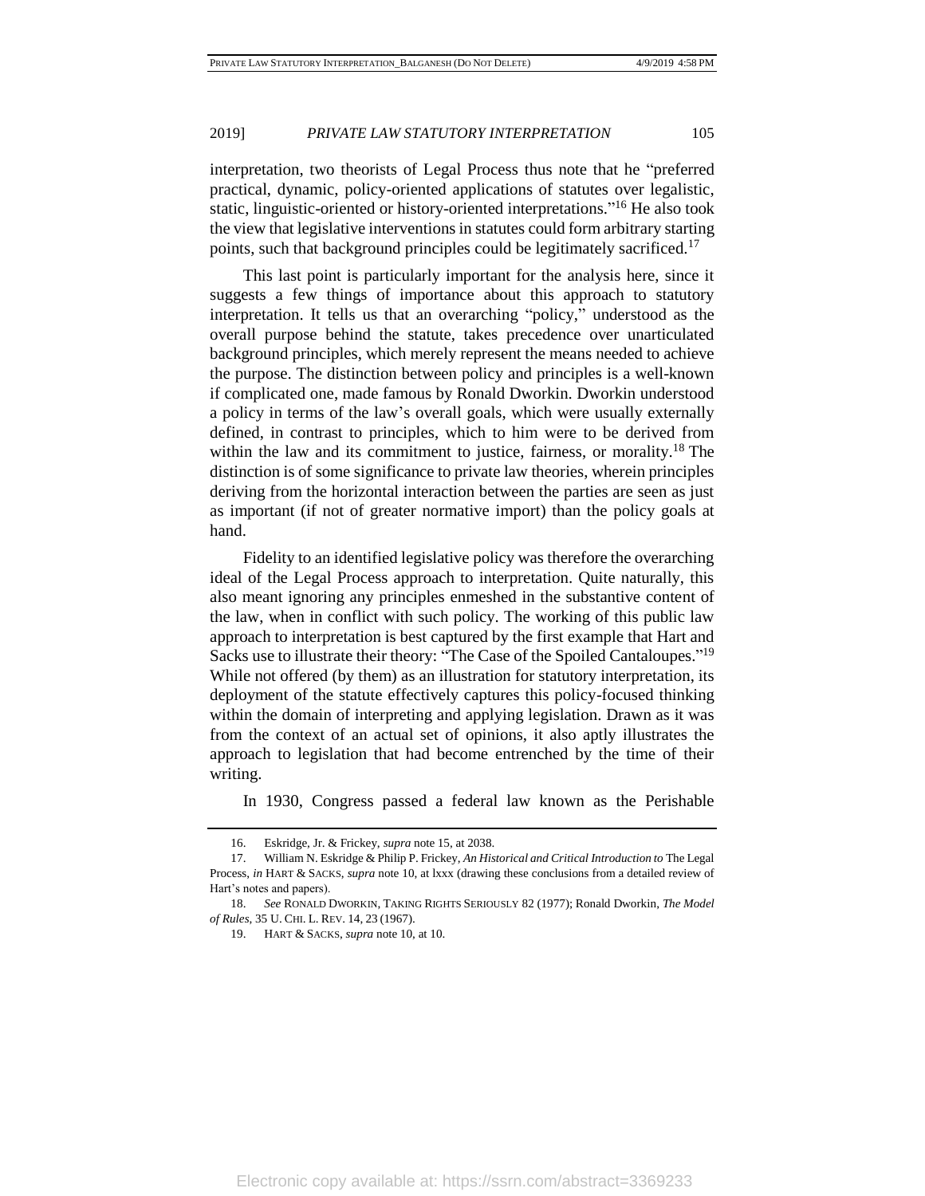interpretation, two theorists of Legal Process thus note that he "preferred practical, dynamic, policy-oriented applications of statutes over legalistic, static, linguistic-oriented or history-oriented interpretations."[16] He also took the view that legislative interventions in statutes could form arbitrary starting points, such that background principles could be legitimately sacrificed.[17]

This last point is particularly important for the analysis here, since it suggests a few things of importance about this approach to statutory interpretation. It tells us that an overarching "policy," understood as the overall purpose behind the statute, takes precedence over unarticulated background principles, which merely represent the means needed to achieve the purpose. The distinction between policy and principles is a well-known if complicated one, made famous by Ronald Dworkin. Dworkin understood a policy in terms of the law's overall goals, which were usually externally defined, in contrast to principles, which to him were to be derived from within the law and its commitment to justice, fairness, or morality.[18] The distinction is of some significance to private law theories, wherein principles deriving from the horizontal interaction between the parties are seen as just as important (if not of greater normative import) than the policy goals at hand.

Fidelity to an identified legislative policy was therefore the overarching ideal of the Legal Process approach to interpretation. Quite naturally, this also meant ignoring any principles enmeshed in the substantive content of the law, when in conflict with such policy. The working of this public law approach to interpretation is best captured by the first example that Hart and Sacks use to illustrate their theory: "The Case of the Spoiled Cantaloupes."[19] While not offered (by them) as an illustration for statutory interpretation, its deployment of the statute effectively captures this policy-focused thinking within the domain of interpreting and applying legislation. Drawn as it was from the context of an actual set of opinions, it also aptly illustrates the approach to legislation that had become entrenched by the time of their writing.

In 1930, Congress passed a federal law known as the Perishable

16. Eskridge, Jr. & Frickey, *supra* note 15, at 2038.

17. William N. Eskridge & Philip P. Frickey, *An Historical and Critical Introduction to* The Legal Process, *in* HART & SACKS, *supra* note 10, at lxxx (drawing these conclusions from a detailed review of Hart's notes and papers).

18. *See* RONALD DWORKIN, TAKING RIGHTS SERIOUSLY 82 (1977); Ronald Dworkin, *The Model of Rules*, 35 U. CHI. L. REV. 14, 23 (1967).

19. HART & SACKS, *supra* note 10, at 10.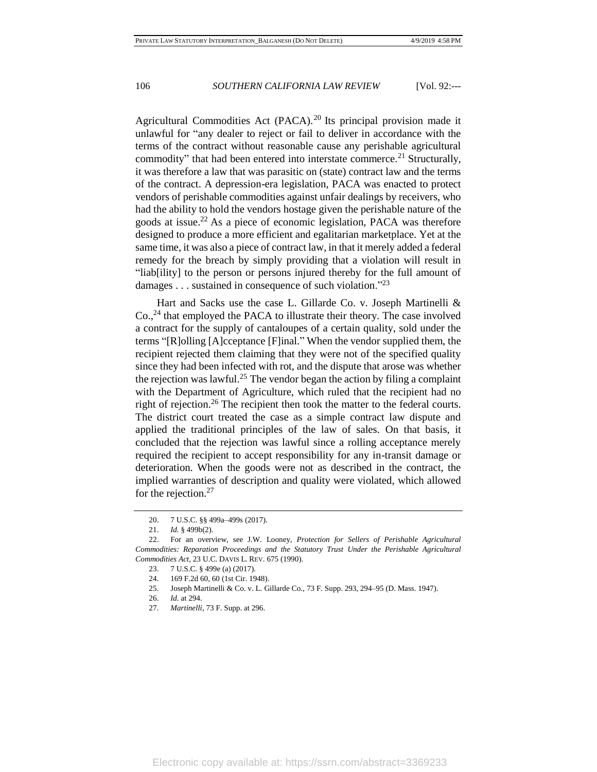Agricultural Commodities Act (PACA).[20] Its principal provision made it unlawful for "any dealer to reject or fail to deliver in accordance with the terms of the contract without reasonable cause any perishable agricultural commodity" that had been entered into interstate commerce.[21] Structurally, it was therefore a law that was parasitic on (state) contract law and the terms of the contract. A depression-era legislation, PACA was enacted to protect vendors of perishable commodities against unfair dealings by receivers, who had the ability to hold the vendors hostage given the perishable nature of the goods at issue.[22] As a piece of economic legislation, PACA was therefore designed to produce a more efficient and egalitarian marketplace. Yet at the same time, it was also a piece of contract law, in that it merely added a federal remedy for the breach by simply providing that a violation will result in "liab[ility] to the person or persons injured thereby for the full amount of damages . . . sustained in consequence of such violation."[23]

Hart and Sacks use the case L. Gillarde Co. v. Joseph Martinelli & Co.,[24] that employed the PACA to illustrate their theory. The case involved a contract for the supply of cantaloupes of a certain quality, sold under the terms "[R]olling [A]cceptance [F]inal." When the vendor supplied them, the recipient rejected them claiming that they were not of the specified quality since they had been infected with rot, and the dispute that arose was whether the rejection was lawful.[25] The vendor began the action by filing a complaint with the Department of Agriculture, which ruled that the recipient had no right of rejection.[26] The recipient then took the matter to the federal courts. The district court treated the case as a simple contract law dispute and applied the traditional principles of the law of sales. On that basis, it concluded that the rejection was lawful since a rolling acceptance merely required the recipient to accept responsibility for any in-transit damage or deterioration. When the goods were not as described in the contract, the implied warranties of description and quality were violated, which allowed for the rejection.[27]

---

20. 7 U.S.C. §§ 499a–499s (2017).

21. *Id.* § 499b(2).

22. For an overview, see J.W. Looney, *Protection for Sellers of Perishable Agricultural Commodities: Reparation Proceedings and the Statutory Trust Under the Perishable Agricultural Commodities Act*, 23 U.C. DAVIS L. REV. 675 (1990).

23. 7 U.S.C. § 499e (a) (2017).

24. 169 F.2d 60, 60 (1st Cir. 1948).

25. Joseph Martinelli & Co. v. L. Gillarde Co., 73 F. Supp. 293, 294–95 (D. Mass. 1947).

26. *Id.* at 294.

27. *Martinelli*, 73 F. Supp. at 296.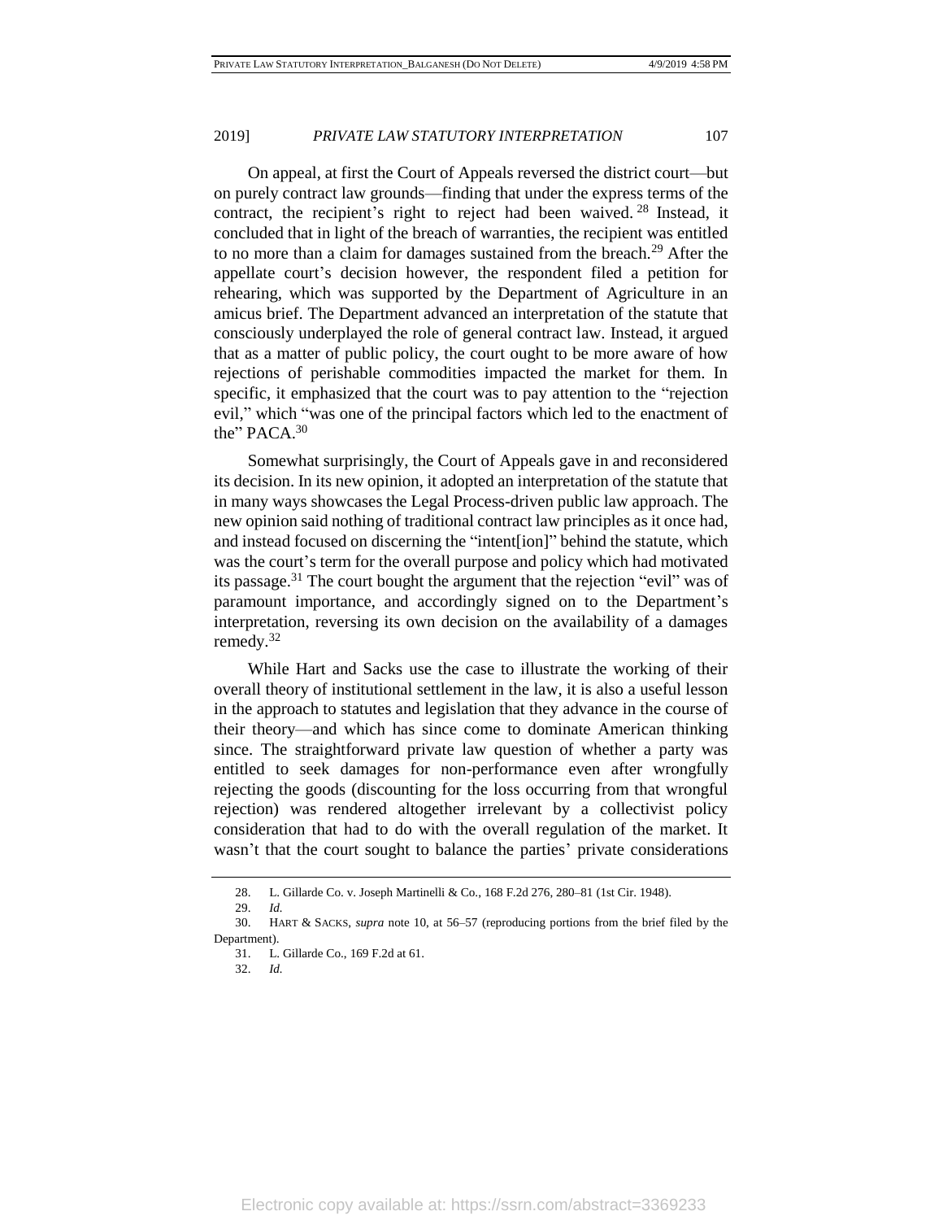On appeal, at first the Court of Appeals reversed the district court—but on purely contract law grounds—finding that under the express terms of the contract, the recipient's right to reject had been waived.[28] Instead, it concluded that in light of the breach of warranties, the recipient was entitled to no more than a claim for damages sustained from the breach.[29] After the appellate court's decision however, the respondent filed a petition for rehearing, which was supported by the Department of Agriculture in an amicus brief. The Department advanced an interpretation of the statute that consciously underplayed the role of general contract law. Instead, it argued that as a matter of public policy, the court ought to be more aware of how rejections of perishable commodities impacted the market for them. In specific, it emphasized that the court was to pay attention to the "rejection evil," which "was one of the principal factors which led to the enactment of the" PACA.[30]

Somewhat surprisingly, the Court of Appeals gave in and reconsidered its decision. In its new opinion, it adopted an interpretation of the statute that in many ways showcases the Legal Process-driven public law approach. The new opinion said nothing of traditional contract law principles as it once had, and instead focused on discerning the "intent[ion]" behind the statute, which was the court's term for the overall purpose and policy which had motivated its passage.[31] The court bought the argument that the rejection "evil" was of paramount importance, and accordingly signed on to the Department's interpretation, reversing its own decision on the availability of a damages remedy.[32]

While Hart and Sacks use the case to illustrate the working of their overall theory of institutional settlement in the law, it is also a useful lesson in the approach to statutes and legislation that they advance in the course of their theory—and which has since come to dominate American thinking since. The straightforward private law question of whether a party was entitled to seek damages for non-performance even after wrongfully rejecting the goods (discounting for the loss occurring from that wrongful rejection) was rendered altogether irrelevant by a collectivist policy consideration that had to do with the overall regulation of the market. It wasn't that the court sought to balance the parties' private considerations

---

28. L. Gillarde Co. v. Joseph Martinelli & Co., 168 F.2d 276, 280–81 (1st Cir. 1948).

29. *Id.*

30. HART & SACKS, *supra* note 10, at 56–57 (reproducing portions from the brief filed by the Department).

31. L. Gillarde Co., 169 F.2d at 61.

32. *Id.*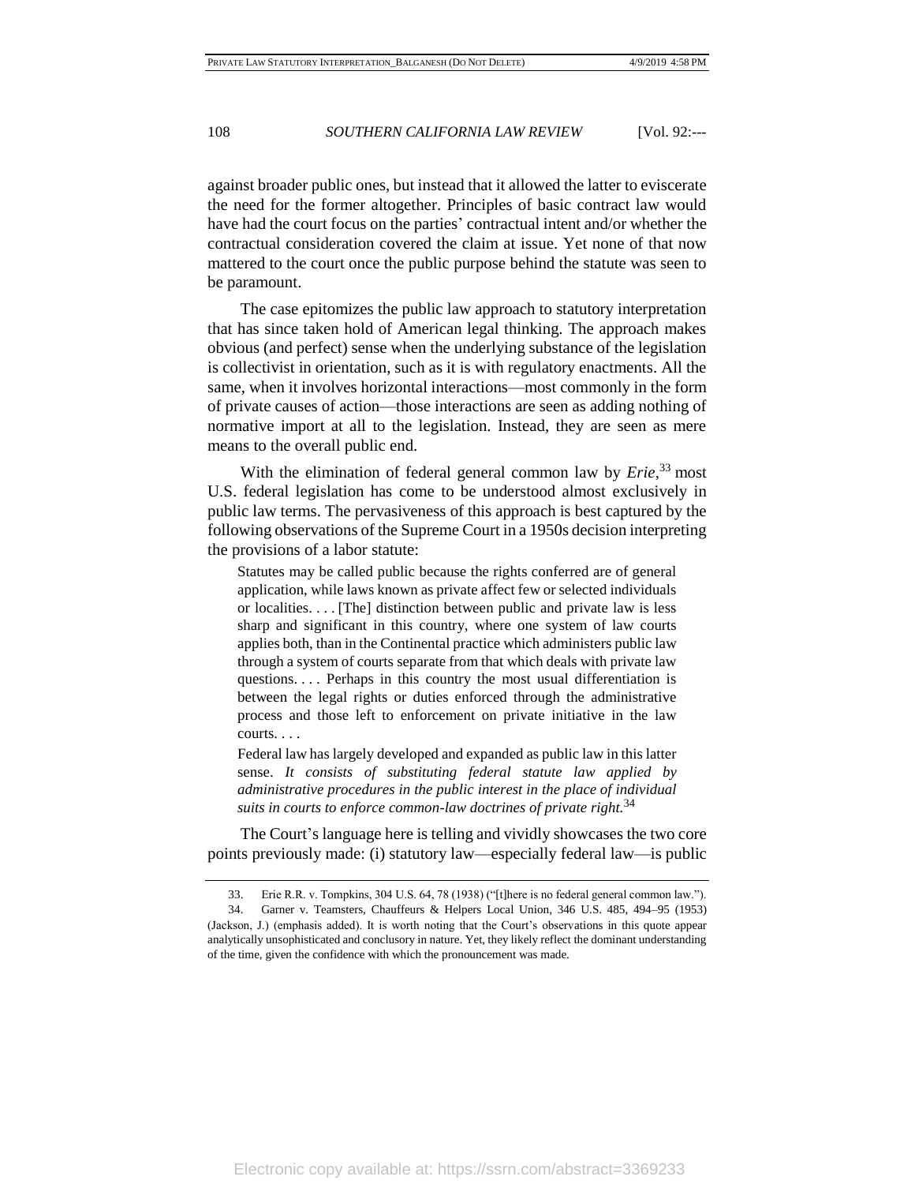against broader public ones, but instead that it allowed the latter to eviscerate the need for the former altogether. Principles of basic contract law would have had the court focus on the parties' contractual intent and/or whether the contractual consideration covered the claim at issue. Yet none of that now mattered to the court once the public purpose behind the statute was seen to be paramount.

The case epitomizes the public law approach to statutory interpretation that has since taken hold of American legal thinking. The approach makes obvious (and perfect) sense when the underlying substance of the legislation is collectivist in orientation, such as it is with regulatory enactments. All the same, when it involves horizontal interactions—most commonly in the form of private causes of action—those interactions are seen as adding nothing of normative import at all to the legislation. Instead, they are seen as mere means to the overall public end.

With the elimination of federal general common law by *Erie*,[33] most U.S. federal legislation has come to be understood almost exclusively in public law terms. The pervasiveness of this approach is best captured by the following observations of the Supreme Court in a 1950s decision interpreting the provisions of a labor statute:

> Statutes may be called public because the rights conferred are of general application, while laws known as private affect few or selected individuals or localities. . . . [The] distinction between public and private law is less sharp and significant in this country, where one system of law courts applies both, than in the Continental practice which administers public law through a system of courts separate from that which deals with private law questions. . . . Perhaps in this country the most usual differentiation is between the legal rights or duties enforced through the administrative process and those left to enforcement on private initiative in the law courts. . . .
>
> Federal law has largely developed and expanded as public law in this latter sense. *It consists of substituting federal statute law applied by administrative procedures in the public interest in the place of individual suits in courts to enforce common-law doctrines of private right.*[34]

The Court's language here is telling and vividly showcases the two core points previously made: (i) statutory law—especially federal law—is public

---

33. Erie R.R. v. Tompkins, 304 U.S. 64, 78 (1938) ("[t]here is no federal general common law.").

34. Garner v. Teamsters, Chauffeurs & Helpers Local Union, 346 U.S. 485, 494–95 (1953) (Jackson, J.) (emphasis added). It is worth noting that the Court's observations in this quote appear analytically unsophisticated and conclusory in nature. Yet, they likely reflect the dominant understanding of the time, given the confidence with which the pronouncement was made.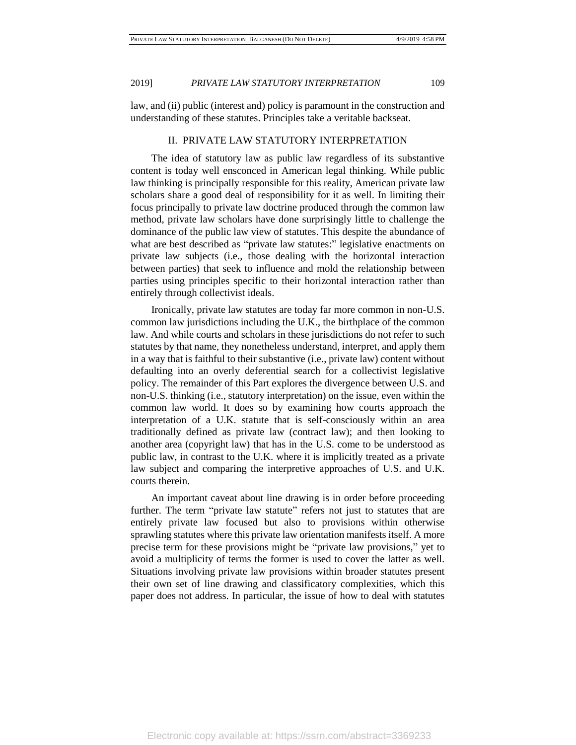law, and (ii) public (interest and) policy is paramount in the construction and understanding of these statutes. Principles take a veritable backseat.

## II. PRIVATE LAW STATUTORY INTERPRETATION

The idea of statutory law as public law regardless of its substantive content is today well ensconced in American legal thinking. While public law thinking is principally responsible for this reality, American private law scholars share a good deal of responsibility for it as well. In limiting their focus principally to private law doctrine produced through the common law method, private law scholars have done surprisingly little to challenge the dominance of the public law view of statutes. This despite the abundance of what are best described as "private law statutes:" legislative enactments on private law subjects (i.e., those dealing with the horizontal interaction between parties) that seek to influence and mold the relationship between parties using principles specific to their horizontal interaction rather than entirely through collectivist ideals.

Ironically, private law statutes are today far more common in non-U.S. common law jurisdictions including the U.K., the birthplace of the common law. And while courts and scholars in these jurisdictions do not refer to such statutes by that name, they nonetheless understand, interpret, and apply them in a way that is faithful to their substantive (i.e., private law) content without defaulting into an overly deferential search for a collectivist legislative policy. The remainder of this Part explores the divergence between U.S. and non-U.S. thinking (i.e., statutory interpretation) on the issue, even within the common law world. It does so by examining how courts approach the interpretation of a U.K. statute that is self-consciously within an area traditionally defined as private law (contract law); and then looking to another area (copyright law) that has in the U.S. come to be understood as public law, in contrast to the U.K. where it is implicitly treated as a private law subject and comparing the interpretive approaches of U.S. and U.K. courts therein.

An important caveat about line drawing is in order before proceeding further. The term "private law statute" refers not just to statutes that are entirely private law focused but also to provisions within otherwise sprawling statutes where this private law orientation manifests itself. A more precise term for these provisions might be "private law provisions," yet to avoid a multiplicity of terms the former is used to cover the latter as well. Situations involving private law provisions within broader statutes present their own set of line drawing and classificatory complexities, which this paper does not address. In particular, the issue of how to deal with statutes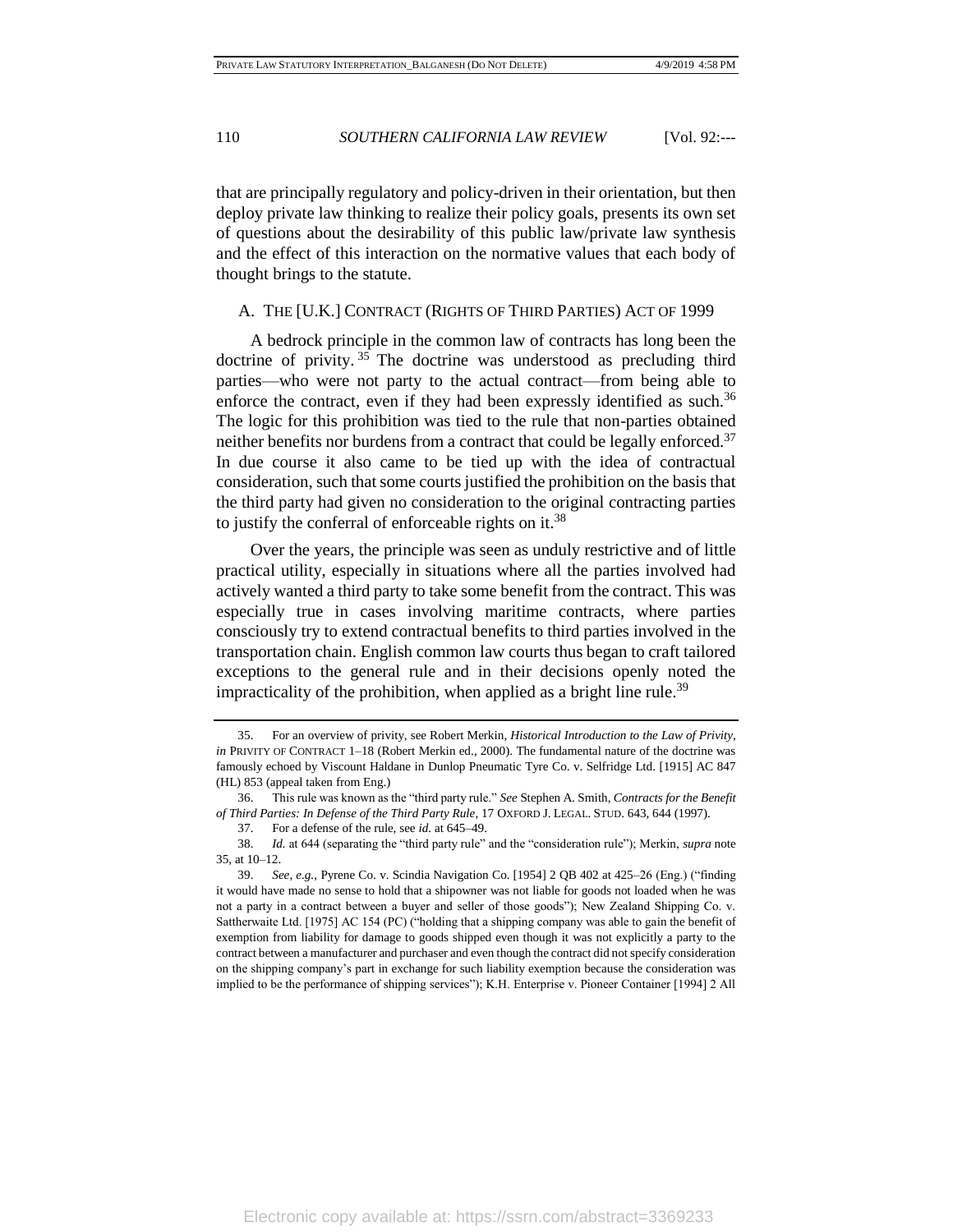that are principally regulatory and policy-driven in their orientation, but then deploy private law thinking to realize their policy goals, presents its own set of questions about the desirability of this public law/private law synthesis and the effect of this interaction on the normative values that each body of thought brings to the statute.

### A. THE [U.K.] CONTRACT (RIGHTS OF THIRD PARTIES) ACT OF 1999

A bedrock principle in the common law of contracts has long been the doctrine of privity.[35] The doctrine was understood as precluding third parties—who were not party to the actual contract—from being able to enforce the contract, even if they had been expressly identified as such.[36] The logic for this prohibition was tied to the rule that non-parties obtained neither benefits nor burdens from a contract that could be legally enforced.[37] In due course it also came to be tied up with the idea of contractual consideration, such that some courts justified the prohibition on the basis that the third party had given no consideration to the original contracting parties to justify the conferral of enforceable rights on it.[38]

Over the years, the principle was seen as unduly restrictive and of little practical utility, especially in situations where all the parties involved had actively wanted a third party to take some benefit from the contract. This was especially true in cases involving maritime contracts, where parties consciously try to extend contractual benefits to third parties involved in the transportation chain. English common law courts thus began to craft tailored exceptions to the general rule and in their decisions openly noted the impracticality of the prohibition, when applied as a bright line rule.[39]

---

35. For an overview of privity, see Robert Merkin, *Historical Introduction to the Law of Privity*, *in* PRIVITY OF CONTRACT 1–18 (Robert Merkin ed., 2000). The fundamental nature of the doctrine was famously echoed by Viscount Haldane in Dunlop Pneumatic Tyre Co. v. Selfridge Ltd. [1915] AC 847 (HL) 853 (appeal taken from Eng.)

36. This rule was known as the "third party rule." *See* Stephen A. Smith, *Contracts for the Benefit of Third Parties: In Defense of the Third Party Rule*, 17 OXFORD J. LEGAL. STUD. 643, 644 (1997).

37. For a defense of the rule, see *id.* at 645–49.

38. *Id.* at 644 (separating the "third party rule" and the "consideration rule"); Merkin, *supra* note 35, at 10–12.

39. *See*, *e.g.*, Pyrene Co. v. Scindia Navigation Co. [1954] 2 QB 402 at 425–26 (Eng.) ("finding it would have made no sense to hold that a shipowner was not liable for goods not loaded when he was not a party in a contract between a buyer and seller of those goods"); New Zealand Shipping Co. v. Sattherwaite Ltd. [1975] AC 154 (PC) ("holding that a shipping company was able to gain the benefit of exemption from liability for damage to goods shipped even though it was not explicitly a party to the contract between a manufacturer and purchaser and even though the contract did not specify consideration on the shipping company's part in exchange for such liability exemption because the consideration was implied to be the performance of shipping services"); K.H. Enterprise v. Pioneer Container [1994] 2 All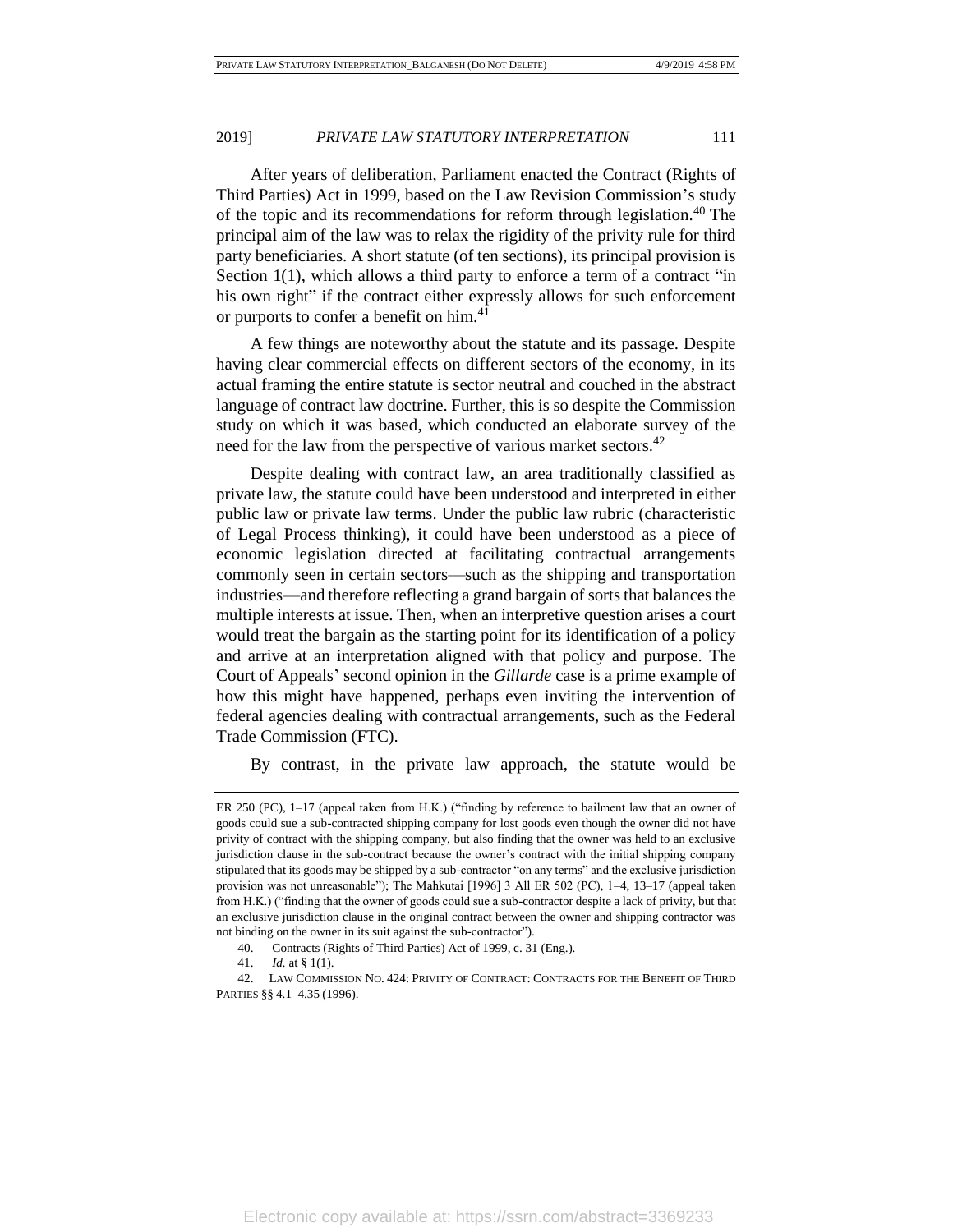After years of deliberation, Parliament enacted the Contract (Rights of Third Parties) Act in 1999, based on the Law Revision Commission's study of the topic and its recommendations for reform through legislation.[40] The principal aim of the law was to relax the rigidity of the privity rule for third party beneficiaries. A short statute (of ten sections), its principal provision is Section 1(1), which allows a third party to enforce a term of a contract "in his own right" if the contract either expressly allows for such enforcement or purports to confer a benefit on him.[41]

A few things are noteworthy about the statute and its passage. Despite having clear commercial effects on different sectors of the economy, in its actual framing the entire statute is sector neutral and couched in the abstract language of contract law doctrine. Further, this is so despite the Commission study on which it was based, which conducted an elaborate survey of the need for the law from the perspective of various market sectors.[42]

Despite dealing with contract law, an area traditionally classified as private law, the statute could have been understood and interpreted in either public law or private law terms. Under the public law rubric (characteristic of Legal Process thinking), it could have been understood as a piece of economic legislation directed at facilitating contractual arrangements commonly seen in certain sectors—such as the shipping and transportation industries—and therefore reflecting a grand bargain of sorts that balances the multiple interests at issue. Then, when an interpretive question arises a court would treat the bargain as the starting point for its identification of a policy and arrive at an interpretation aligned with that policy and purpose. The Court of Appeals' second opinion in the *Gillarde* case is a prime example of how this might have happened, perhaps even inviting the intervention of federal agencies dealing with contractual arrangements, such as the Federal Trade Commission (FTC).

By contrast, in the private law approach, the statute would be

---

ER 250 (PC), 1–17 (appeal taken from H.K.) ("finding by reference to bailment law that an owner of goods could sue a sub-contracted shipping company for lost goods even though the owner did not have privity of contract with the shipping company, but also finding that the owner was held to an exclusive jurisdiction clause in the sub-contract because the owner's contract with the initial shipping company stipulated that its goods may be shipped by a sub-contractor "on any terms" and the exclusive jurisdiction provision was not unreasonable"); The Mahkutai [1996] 3 All ER 502 (PC), 1–4, 13–17 (appeal taken from H.K.) ("finding that the owner of goods could sue a sub-contractor despite a lack of privity, but that an exclusive jurisdiction clause in the original contract between the owner and shipping contractor was not binding on the owner in its suit against the sub-contractor").

40. Contracts (Rights of Third Parties) Act of 1999, c. 31 (Eng.).

41. *Id.* at § 1(1).

42. LAW COMMISSION NO. 424: PRIVITY OF CONTRACT: CONTRACTS FOR THE BENEFIT OF THIRD PARTIES §§ 4.1–4.35 (1996).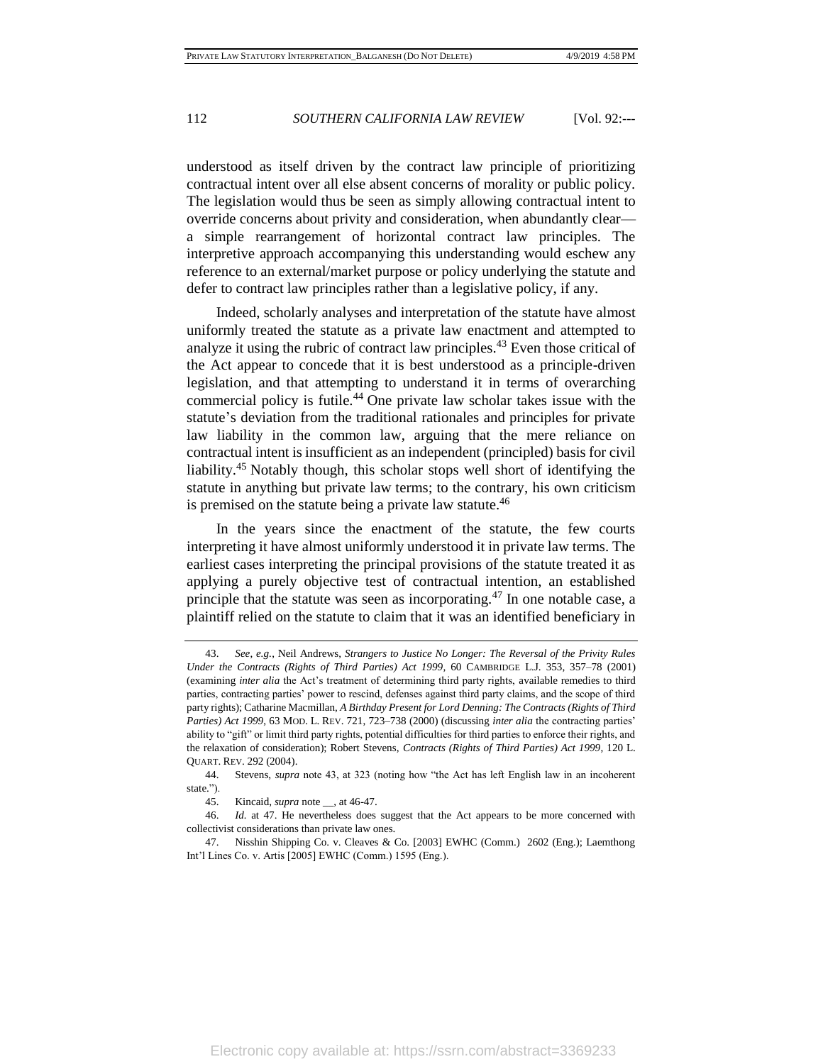understood as itself driven by the contract law principle of prioritizing contractual intent over all else absent concerns of morality or public policy. The legislation would thus be seen as simply allowing contractual intent to override concerns about privity and consideration, when abundantly clear—a simple rearrangement of horizontal contract law principles. The interpretive approach accompanying this understanding would eschew any reference to an external/market purpose or policy underlying the statute and defer to contract law principles rather than a legislative policy, if any.

Indeed, scholarly analyses and interpretation of the statute have almost uniformly treated the statute as a private law enactment and attempted to analyze it using the rubric of contract law principles.[43] Even those critical of the Act appear to concede that it is best understood as a principle-driven legislation, and that attempting to understand it in terms of overarching commercial policy is futile.[44] One private law scholar takes issue with the statute's deviation from the traditional rationales and principles for private law liability in the common law, arguing that the mere reliance on contractual intent is insufficient as an independent (principled) basis for civil liability.[45] Notably though, this scholar stops well short of identifying the statute in anything but private law terms; to the contrary, his own criticism is premised on the statute being a private law statute.[46]

In the years since the enactment of the statute, the few courts interpreting it have almost uniformly understood it in private law terms. The earliest cases interpreting the principal provisions of the statute treated it as applying a purely objective test of contractual intention, an established principle that the statute was seen as incorporating.[47] In one notable case, a plaintiff relied on the statute to claim that it was an identified beneficiary in

---

43. *See, e.g.*, Neil Andrews, *Strangers to Justice No Longer: The Reversal of the Privity Rules Under the Contracts (Rights of Third Parties) Act 1999*, 60 CAMBRIDGE L.J. 353, 357–78 (2001) (examining *inter alia* the Act's treatment of determining third party rights, available remedies to third parties, contracting parties' power to rescind, defenses against third party claims, and the scope of third party rights); Catharine Macmillan, *A Birthday Present for Lord Denning: The Contracts (Rights of Third Parties) Act 1999*, 63 MOD. L. REV. 721, 723–738 (2000) (discussing *inter alia* the contracting parties' ability to "gift" or limit third party rights, potential difficulties for third parties to enforce their rights, and the relaxation of consideration); Robert Stevens, *Contracts (Rights of Third Parties) Act 1999*, 120 L. QUART. REV. 292 (2004).

44. Stevens, *supra* note 43, at 323 (noting how "the Act has left English law in an incoherent state.").

45. Kincaid, *supra* note __, at 46-47.

46. *Id.* at 47. He nevertheless does suggest that the Act appears to be more concerned with collectivist considerations than private law ones.

47. Nisshin Shipping Co. v. Cleaves & Co. [2003] EWHC (Comm.) 2602 (Eng.); Laemthong Int'l Lines Co. v. Artis [2005] EWHC (Comm.) 1595 (Eng.).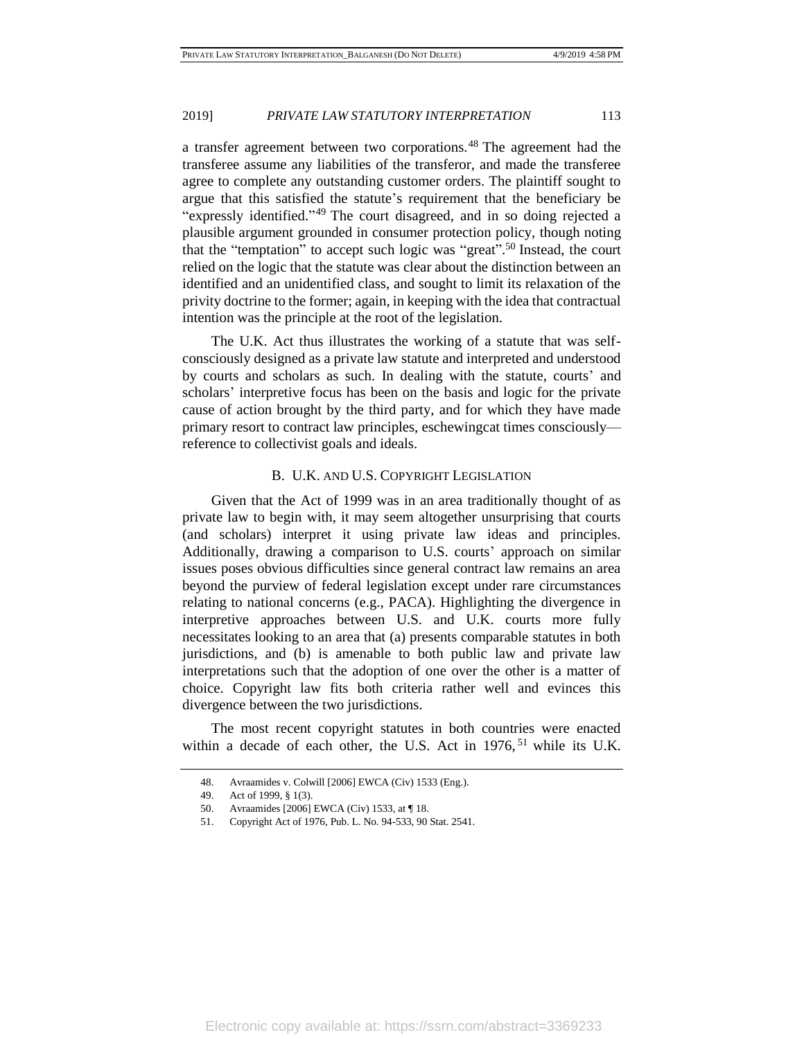a transfer agreement between two corporations.[48] The agreement had the transferee assume any liabilities of the transferor, and made the transferee agree to complete any outstanding customer orders. The plaintiff sought to argue that this satisfied the statute's requirement that the beneficiary be "expressly identified."[49] The court disagreed, and in so doing rejected a plausible argument grounded in consumer protection policy, though noting that the "temptation" to accept such logic was "great".[50] Instead, the court relied on the logic that the statute was clear about the distinction between an identified and an unidentified class, and sought to limit its relaxation of the privity doctrine to the former; again, in keeping with the idea that contractual intention was the principle at the root of the legislation.

The U.K. Act thus illustrates the working of a statute that was self-consciously designed as a private law statute and interpreted and understood by courts and scholars as such. In dealing with the statute, courts' and scholars' interpretive focus has been on the basis and logic for the private cause of action brought by the third party, and for which they have made primary resort to contract law principles, eschewingcat times consciously—reference to collectivist goals and ideals.

### B. U.K. and U.S. Copyright Legislation

Given that the Act of 1999 was in an area traditionally thought of as private law to begin with, it may seem altogether unsurprising that courts (and scholars) interpret it using private law ideas and principles. Additionally, drawing a comparison to U.S. courts' approach on similar issues poses obvious difficulties since general contract law remains an area beyond the purview of federal legislation except under rare circumstances relating to national concerns (e.g., PACA). Highlighting the divergence in interpretive approaches between U.S. and U.K. courts more fully necessitates looking to an area that (a) presents comparable statutes in both jurisdictions, and (b) is amenable to both public law and private law interpretations such that the adoption of one over the other is a matter of choice. Copyright law fits both criteria rather well and evinces this divergence between the two jurisdictions.

The most recent copyright statutes in both countries were enacted within a decade of each other, the U.S. Act in 1976,[51] while its U.K.

---

48. Avraamides v. Colwill [2006] EWCA (Civ) 1533 (Eng.).

49. Act of 1999, § 1(3).

50. Avraamides [2006] EWCA (Civ) 1533, at ¶ 18.

51. Copyright Act of 1976, Pub. L. No. 94-533, 90 Stat. 2541.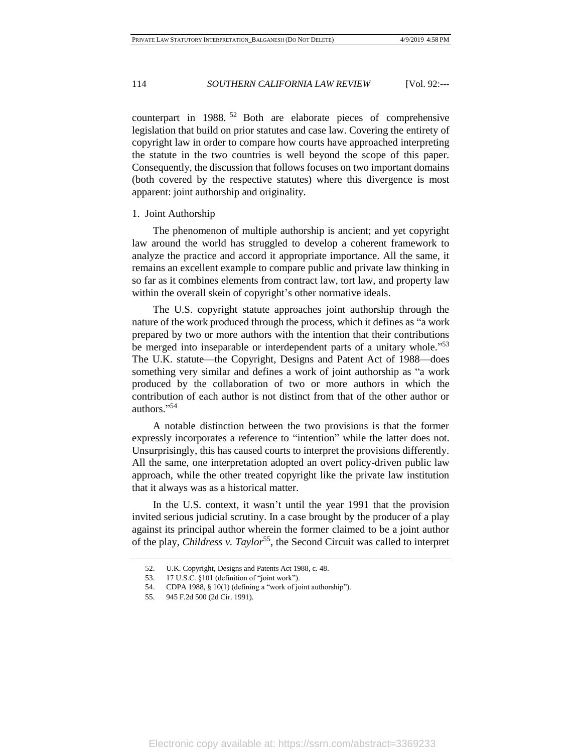counterpart in 1988.[52] Both are elaborate pieces of comprehensive legislation that build on prior statutes and case law. Covering the entirety of copyright law in order to compare how courts have approached interpreting the statute in the two countries is well beyond the scope of this paper. Consequently, the discussion that follows focuses on two important domains (both covered by the respective statutes) where this divergence is most apparent: joint authorship and originality.

### 1. Joint Authorship

The phenomenon of multiple authorship is ancient; and yet copyright law around the world has struggled to develop a coherent framework to analyze the practice and accord it appropriate importance. All the same, it remains an excellent example to compare public and private law thinking in so far as it combines elements from contract law, tort law, and property law within the overall skein of copyright's other normative ideals.

The U.S. copyright statute approaches joint authorship through the nature of the work produced through the process, which it defines as "a work prepared by two or more authors with the intention that their contributions be merged into inseparable or interdependent parts of a unitary whole."[53] The U.K. statute—the Copyright, Designs and Patent Act of 1988—does something very similar and defines a work of joint authorship as "a work produced by the collaboration of two or more authors in which the contribution of each author is not distinct from that of the other author or authors."[54]

A notable distinction between the two provisions is that the former expressly incorporates a reference to "intention" while the latter does not. Unsurprisingly, this has caused courts to interpret the provisions differently. All the same, one interpretation adopted an overt policy-driven public law approach, while the other treated copyright like the private law institution that it always was as a historical matter.

In the U.S. context, it wasn't until the year 1991 that the provision invited serious judicial scrutiny. In a case brought by the producer of a play against its principal author wherein the former claimed to be a joint author of the play, *Childress v. Taylor*[55], the Second Circuit was called to interpret

---

52. U.K. Copyright, Designs and Patents Act 1988, c. 48.

53. 17 U.S.C. §101 (definition of "joint work").

54. CDPA 1988, § 10(1) (defining a "work of joint authorship").

55. 945 F.2d 500 (2d Cir. 1991).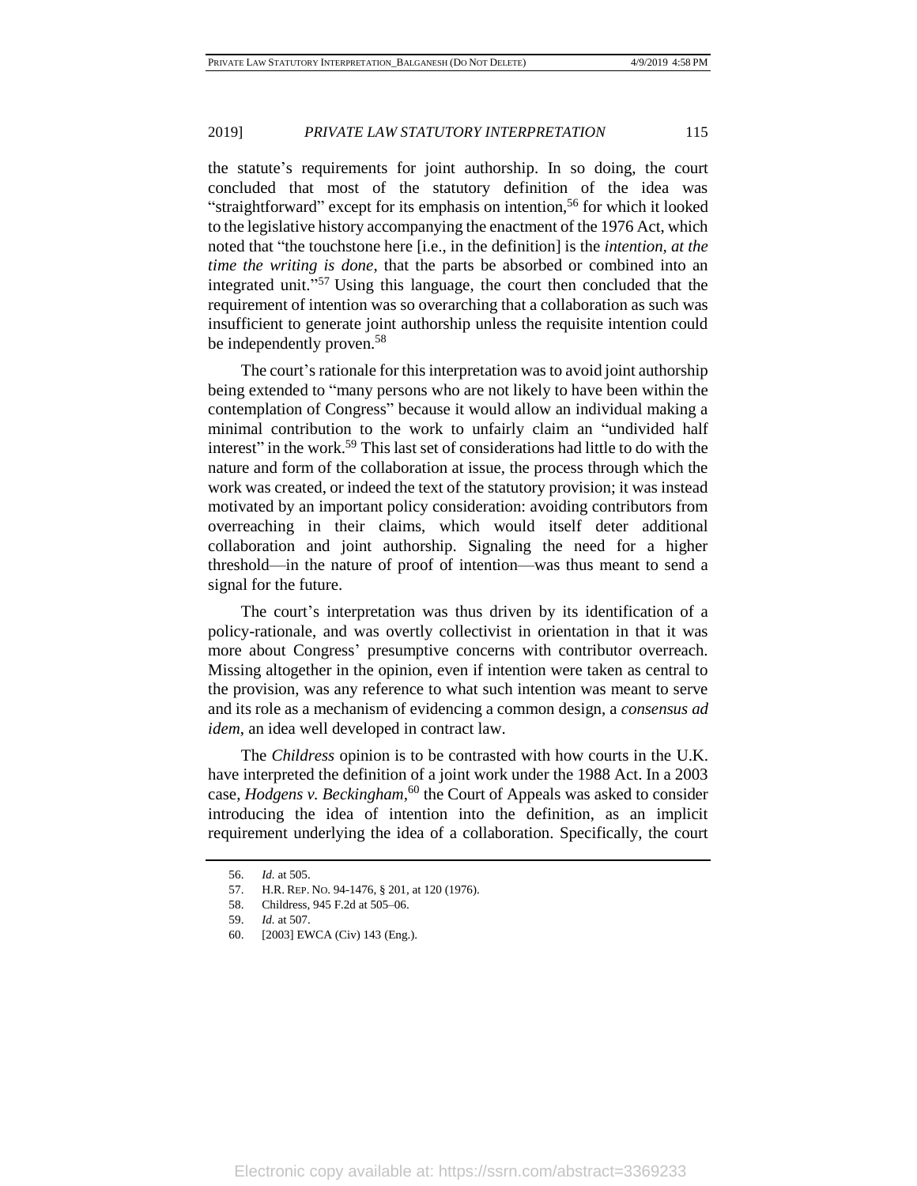the statute's requirements for joint authorship. In so doing, the court concluded that most of the statutory definition of the idea was "straightforward" except for its emphasis on intention,[56] for which it looked to the legislative history accompanying the enactment of the 1976 Act, which noted that "the touchstone here [i.e., in the definition] is the *intention, at the time the writing is done*, that the parts be absorbed or combined into an integrated unit."[57] Using this language, the court then concluded that the requirement of intention was so overarching that a collaboration as such was insufficient to generate joint authorship unless the requisite intention could be independently proven.[58]

The court's rationale for this interpretation was to avoid joint authorship being extended to "many persons who are not likely to have been within the contemplation of Congress" because it would allow an individual making a minimal contribution to the work to unfairly claim an "undivided half interest" in the work.[59] This last set of considerations had little to do with the nature and form of the collaboration at issue, the process through which the work was created, or indeed the text of the statutory provision; it was instead motivated by an important policy consideration: avoiding contributors from overreaching in their claims, which would itself deter additional collaboration and joint authorship. Signaling the need for a higher threshold—in the nature of proof of intention—was thus meant to send a signal for the future.

The court's interpretation was thus driven by its identification of a policy-rationale, and was overtly collectivist in orientation in that it was more about Congress' presumptive concerns with contributor overreach. Missing altogether in the opinion, even if intention were taken as central to the provision, was any reference to what such intention was meant to serve and its role as a mechanism of evidencing a common design, a *consensus ad idem*, an idea well developed in contract law.

The *Childress* opinion is to be contrasted with how courts in the U.K. have interpreted the definition of a joint work under the 1988 Act. In a 2003 case, *Hodgens v. Beckingham*,[60] the Court of Appeals was asked to consider introducing the idea of intention into the definition, as an implicit requirement underlying the idea of a collaboration. Specifically, the court

---

56. *Id.* at 505.

57. H.R. REP. NO. 94-1476, § 201, at 120 (1976).

58. Childress, 945 F.2d at 505–06.

59. *Id.* at 507.

60. [2003] EWCA (Civ) 143 (Eng.).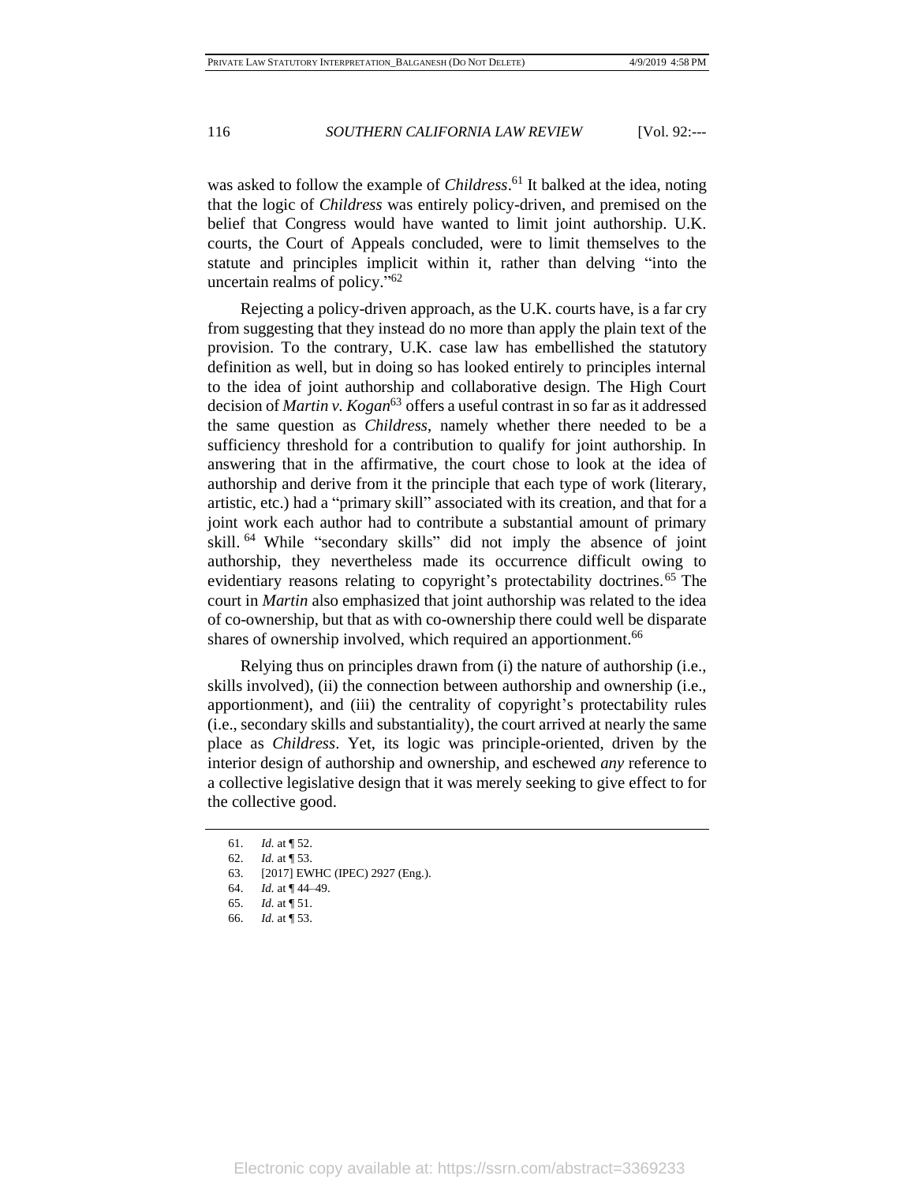was asked to follow the example of *Childress*.[61] It balked at the idea, noting that the logic of *Childress* was entirely policy-driven, and premised on the belief that Congress would have wanted to limit joint authorship. U.K. courts, the Court of Appeals concluded, were to limit themselves to the statute and principles implicit within it, rather than delving "into the uncertain realms of policy."[62]

Rejecting a policy-driven approach, as the U.K. courts have, is a far cry from suggesting that they instead do no more than apply the plain text of the provision. To the contrary, U.K. case law has embellished the statutory definition as well, but in doing so has looked entirely to principles internal to the idea of joint authorship and collaborative design. The High Court decision of *Martin v. Kogan*[63] offers a useful contrast in so far as it addressed the same question as *Childress*, namely whether there needed to be a sufficiency threshold for a contribution to qualify for joint authorship. In answering that in the affirmative, the court chose to look at the idea of authorship and derive from it the principle that each type of work (literary, artistic, etc.) had a "primary skill" associated with its creation, and that for a joint work each author had to contribute a substantial amount of primary skill.[64] While "secondary skills" did not imply the absence of joint authorship, they nevertheless made its occurrence difficult owing to evidentiary reasons relating to copyright's protectability doctrines.[65] The court in *Martin* also emphasized that joint authorship was related to the idea of co-ownership, but that as with co-ownership there could well be disparate shares of ownership involved, which required an apportionment.[66]

Relying thus on principles drawn from (i) the nature of authorship (i.e., skills involved), (ii) the connection between authorship and ownership (i.e., apportionment), and (iii) the centrality of copyright's protectability rules (i.e., secondary skills and substantiality), the court arrived at nearly the same place as *Childress*. Yet, its logic was principle-oriented, driven by the interior design of authorship and ownership, and eschewed *any* reference to a collective legislative design that it was merely seeking to give effect to for the collective good.

61. *Id.* at ¶ 52.
62. *Id.* at ¶ 53.
63. [2017] EWHC (IPEC) 2927 (Eng.).
64. *Id.* at ¶ 44–49.
65. *Id.* at ¶ 51.
66. *Id.* at ¶ 53.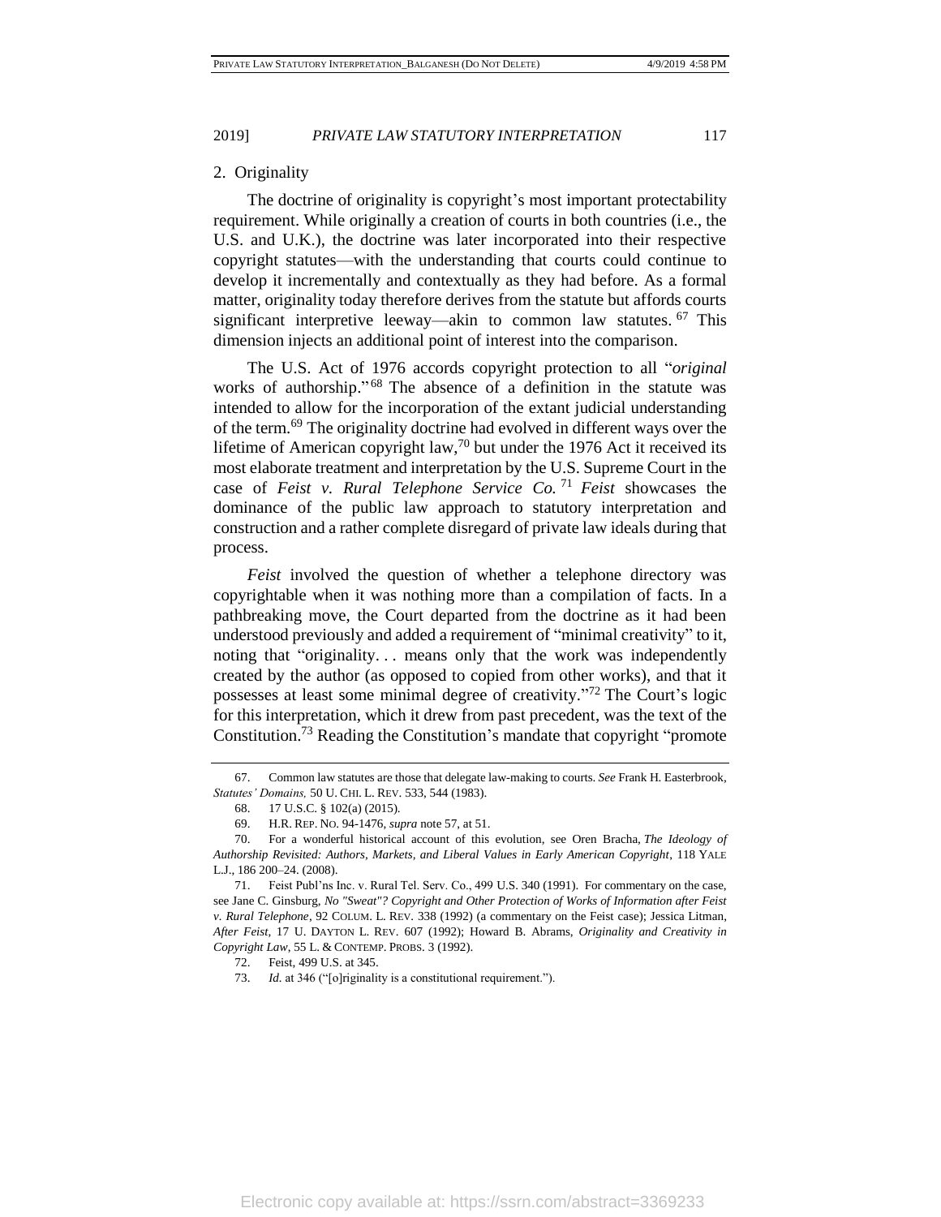### 2. Originality

The doctrine of originality is copyright's most important protectability requirement. While originally a creation of courts in both countries (i.e., the U.S. and U.K.), the doctrine was later incorporated into their respective copyright statutes—with the understanding that courts could continue to develop it incrementally and contextually as they had before. As a formal matter, originality today therefore derives from the statute but affords courts significant interpretive leeway—akin to common law statutes.[67] This dimension injects an additional point of interest into the comparison.

The U.S. Act of 1976 accords copyright protection to all "*original* works of authorship."[68] The absence of a definition in the statute was intended to allow for the incorporation of the extant judicial understanding of the term.[69] The originality doctrine had evolved in different ways over the lifetime of American copyright law,[70] but under the 1976 Act it received its most elaborate treatment and interpretation by the U.S. Supreme Court in the case of *Feist v. Rural Telephone Service Co.*[71] *Feist* showcases the dominance of the public law approach to statutory interpretation and construction and a rather complete disregard of private law ideals during that process.

*Feist* involved the question of whether a telephone directory was copyrightable when it was nothing more than a compilation of facts. In a pathbreaking move, the Court departed from the doctrine as it had been understood previously and added a requirement of "minimal creativity" to it, noting that "originality. . . means only that the work was independently created by the author (as opposed to copied from other works), and that it possesses at least some minimal degree of creativity."[72] The Court's logic for this interpretation, which it drew from past precedent, was the text of the Constitution.[73] Reading the Constitution's mandate that copyright "promote

---

67. Common law statutes are those that delegate law-making to courts. *See* Frank H. Easterbrook, *Statutes' Domains,* 50 U. CHI. L. REV. 533, 544 (1983).

68. 17 U.S.C. § 102(a) (2015).

69. H.R. REP. NO. 94-1476, *supra* note 57, at 51.

70. For a wonderful historical account of this evolution, see Oren Bracha, *The Ideology of Authorship Revisited: Authors, Markets, and Liberal Values in Early American Copyright*, 118 YALE L.J., 186 200–24. (2008).

71. Feist Publ'ns Inc. v. Rural Tel. Serv. Co., 499 U.S. 340 (1991). For commentary on the case, see Jane C. Ginsburg, *No "Sweat"? Copyright and Other Protection of Works of Information after Feist v. Rural Telephone*, 92 COLUM. L. REV. 338 (1992) (a commentary on the Feist case); Jessica Litman, *After Feist*, 17 U. DAYTON L. REV. 607 (1992); Howard B. Abrams, *Originality and Creativity in Copyright Law*, 55 L. & CONTEMP. PROBS. 3 (1992).

72. Feist, 499 U.S. at 345.

73. *Id.* at 346 ("[o]riginality is a constitutional requirement.").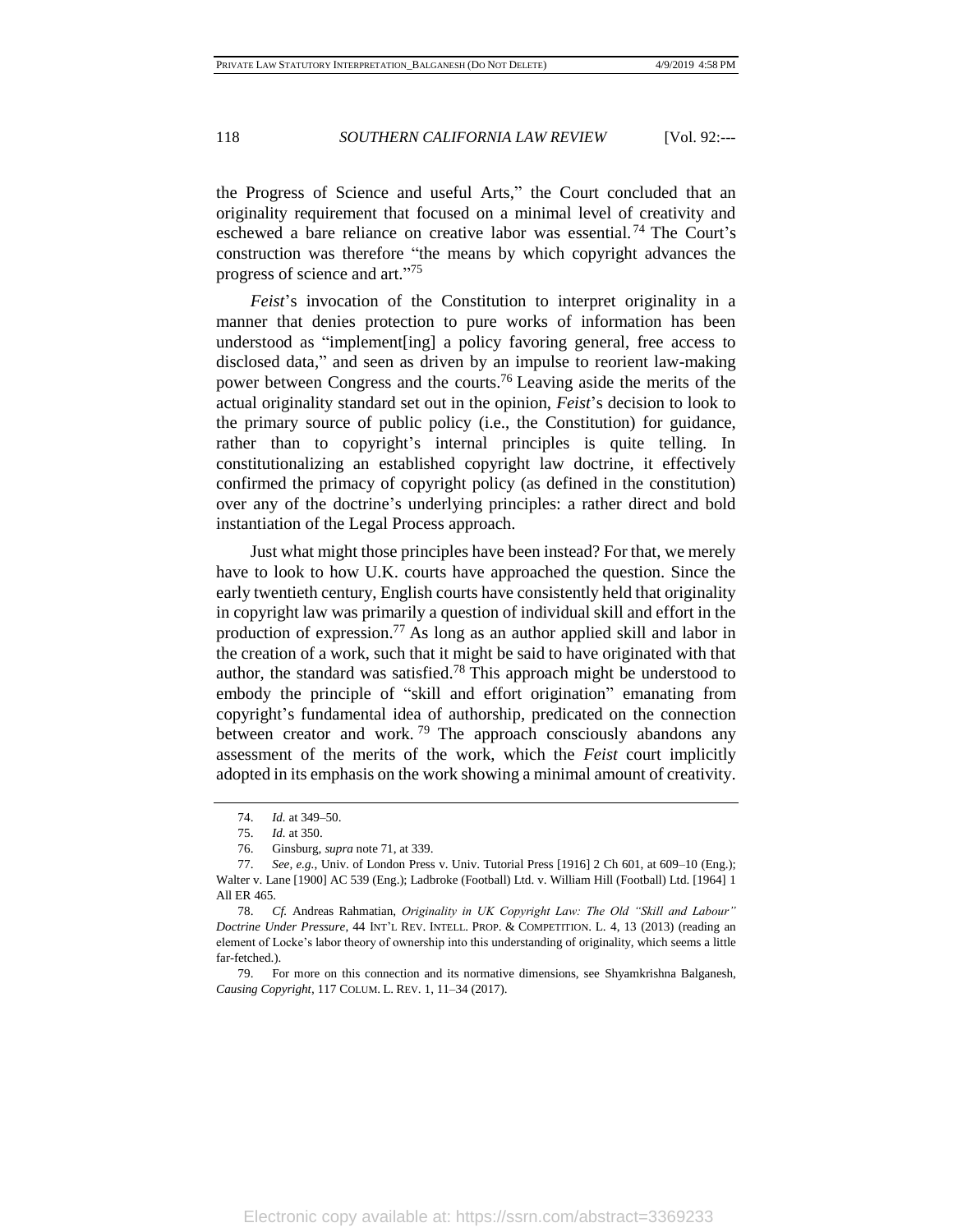the Progress of Science and useful Arts," the Court concluded that an originality requirement that focused on a minimal level of creativity and eschewed a bare reliance on creative labor was essential.[74] The Court's construction was therefore "the means by which copyright advances the progress of science and art."[75]

*Feist*'s invocation of the Constitution to interpret originality in a manner that denies protection to pure works of information has been understood as "implement[ing] a policy favoring general, free access to disclosed data," and seen as driven by an impulse to reorient law-making power between Congress and the courts.[76] Leaving aside the merits of the actual originality standard set out in the opinion, *Feist*'s decision to look to the primary source of public policy (i.e., the Constitution) for guidance, rather than to copyright's internal principles is quite telling. In constitutionalizing an established copyright law doctrine, it effectively confirmed the primacy of copyright policy (as defined in the constitution) over any of the doctrine's underlying principles: a rather direct and bold instantiation of the Legal Process approach.

Just what might those principles have been instead? For that, we merely have to look to how U.K. courts have approached the question. Since the early twentieth century, English courts have consistently held that originality in copyright law was primarily a question of individual skill and effort in the production of expression.[77] As long as an author applied skill and labor in the creation of a work, such that it might be said to have originated with that author, the standard was satisfied.[78] This approach might be understood to embody the principle of "skill and effort origination" emanating from copyright's fundamental idea of authorship, predicated on the connection between creator and work.[79] The approach consciously abandons any assessment of the merits of the work, which the *Feist* court implicitly adopted in its emphasis on the work showing a minimal amount of creativity.

---

74. *Id.* at 349–50.

75. *Id.* at 350.

76. Ginsburg, *supra* note 71, at 339.

77. *See, e.g.*, Univ. of London Press v. Univ. Tutorial Press [1916] 2 Ch 601, at 609–10 (Eng.); Walter v. Lane [1900] AC 539 (Eng.); Ladbroke (Football) Ltd. v. William Hill (Football) Ltd. [1964] 1 All ER 465.

78. *Cf.* Andreas Rahmatian, *Originality in UK Copyright Law: The Old "Skill and Labour" Doctrine Under Pressure*, 44 INT'L REV. INTELL. PROP. & COMPETITION. L. 4, 13 (2013) (reading an element of Locke's labor theory of ownership into this understanding of originality, which seems a little far-fetched.).

79. For more on this connection and its normative dimensions, see Shyamkrishna Balganesh, *Causing Copyright*, 117 COLUM. L. REV. 1, 11–34 (2017).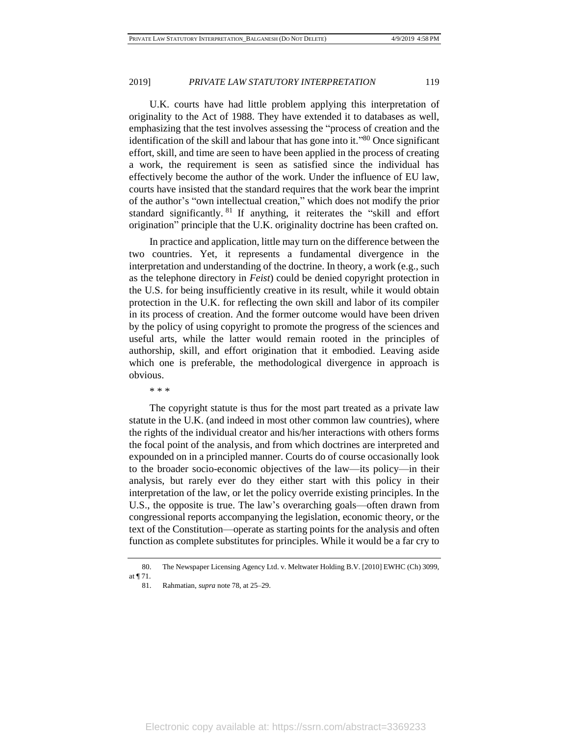U.K. courts have had little problem applying this interpretation of originality to the Act of 1988. They have extended it to databases as well, emphasizing that the test involves assessing the "process of creation and the identification of the skill and labour that has gone into it."[80] Once significant effort, skill, and time are seen to have been applied in the process of creating a work, the requirement is seen as satisfied since the individual has effectively become the author of the work. Under the influence of EU law, courts have insisted that the standard requires that the work bear the imprint of the author's "own intellectual creation," which does not modify the prior standard significantly.[81] If anything, it reiterates the "skill and effort origination" principle that the U.K. originality doctrine has been crafted on.

In practice and application, little may turn on the difference between the two countries. Yet, it represents a fundamental divergence in the interpretation and understanding of the doctrine. In theory, a work (e.g., such as the telephone directory in *Feist*) could be denied copyright protection in the U.S. for being insufficiently creative in its result, while it would obtain protection in the U.K. for reflecting the own skill and labor of its compiler in its process of creation. And the former outcome would have been driven by the policy of using copyright to promote the progress of the sciences and useful arts, while the latter would remain rooted in the principles of authorship, skill, and effort origination that it embodied. Leaving aside which one is preferable, the methodological divergence in approach is obvious.

\* \* \*

The copyright statute is thus for the most part treated as a private law statute in the U.K. (and indeed in most other common law countries), where the rights of the individual creator and his/her interactions with others forms the focal point of the analysis, and from which doctrines are interpreted and expounded on in a principled manner. Courts do of course occasionally look to the broader socio-economic objectives of the law—its policy—in their analysis, but rarely ever do they either start with this policy in their interpretation of the law, or let the policy override existing principles. In the U.S., the opposite is true. The law's overarching goals—often drawn from congressional reports accompanying the legislation, economic theory, or the text of the Constitution—operate as starting points for the analysis and often function as complete substitutes for principles. While it would be a far cry to

80. The Newspaper Licensing Agency Ltd. v. Meltwater Holding B.V. [2010] EWHC (Ch) 3099, at ¶ 71.

81. Rahmatian, *supra* note 78, at 25–29.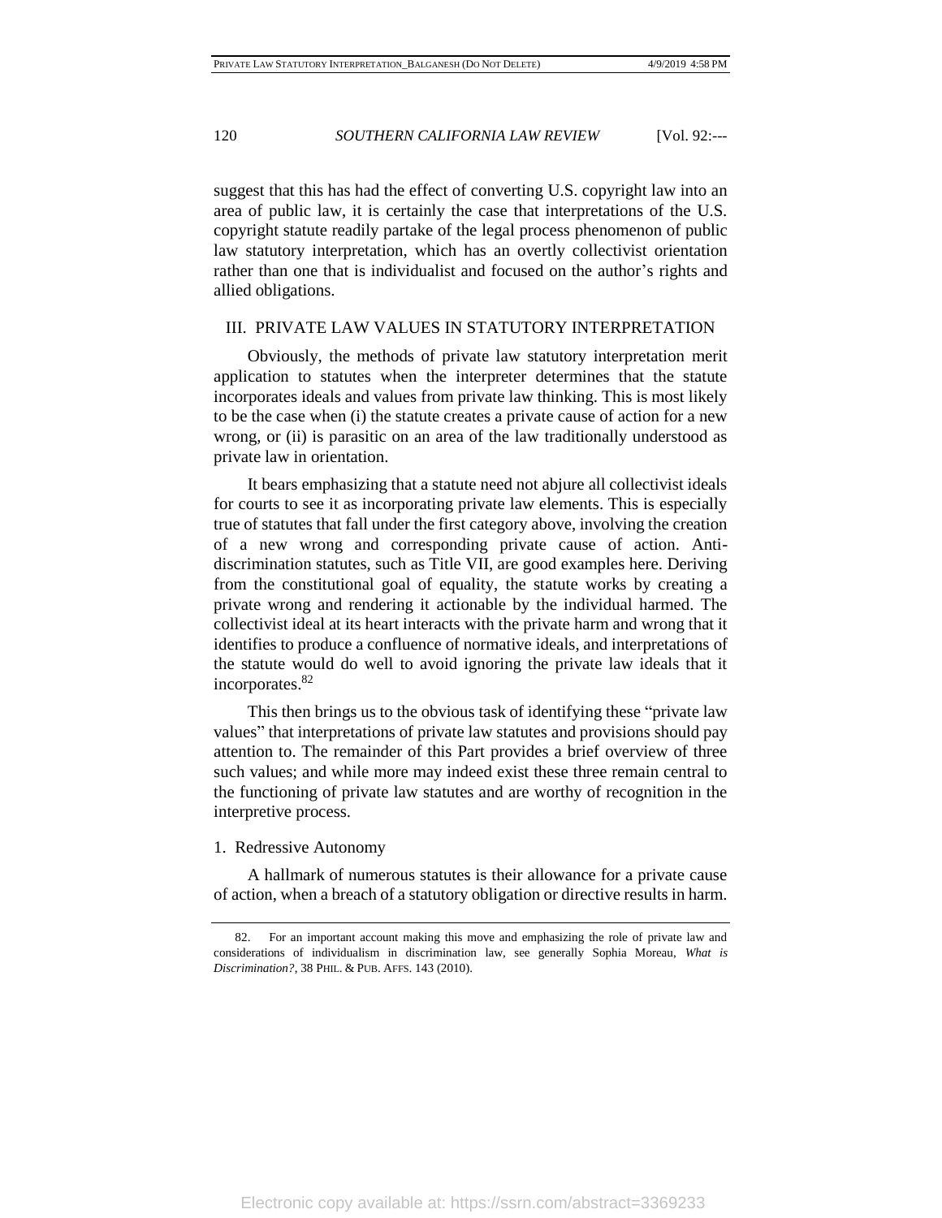suggest that this has had the effect of converting U.S. copyright law into an area of public law, it is certainly the case that interpretations of the U.S. copyright statute readily partake of the legal process phenomenon of public law statutory interpretation, which has an overtly collectivist orientation rather than one that is individualist and focused on the author's rights and allied obligations.

## III. PRIVATE LAW VALUES IN STATUTORY INTERPRETATION

Obviously, the methods of private law statutory interpretation merit application to statutes when the interpreter determines that the statute incorporates ideals and values from private law thinking. This is most likely to be the case when (i) the statute creates a private cause of action for a new wrong, or (ii) is parasitic on an area of the law traditionally understood as private law in orientation.

It bears emphasizing that a statute need not abjure all collectivist ideals for courts to see it as incorporating private law elements. This is especially true of statutes that fall under the first category above, involving the creation of a new wrong and corresponding private cause of action. Anti-discrimination statutes, such as Title VII, are good examples here. Deriving from the constitutional goal of equality, the statute works by creating a private wrong and rendering it actionable by the individual harmed. The collectivist ideal at its heart interacts with the private harm and wrong that it identifies to produce a confluence of normative ideals, and interpretations of the statute would do well to avoid ignoring the private law ideals that it incorporates.[82]

This then brings us to the obvious task of identifying these "private law values" that interpretations of private law statutes and provisions should pay attention to. The remainder of this Part provides a brief overview of three such values; and while more may indeed exist these three remain central to the functioning of private law statutes and are worthy of recognition in the interpretive process.

### 1. Redressive Autonomy

A hallmark of numerous statutes is their allowance for a private cause of action, when a breach of a statutory obligation or directive results in harm.

---

82. For an important account making this move and emphasizing the role of private law and considerations of individualism in discrimination law, see generally Sophia Moreau, *What is Discrimination?*, 38 PHIL. & PUB. AFFS. 143 (2010).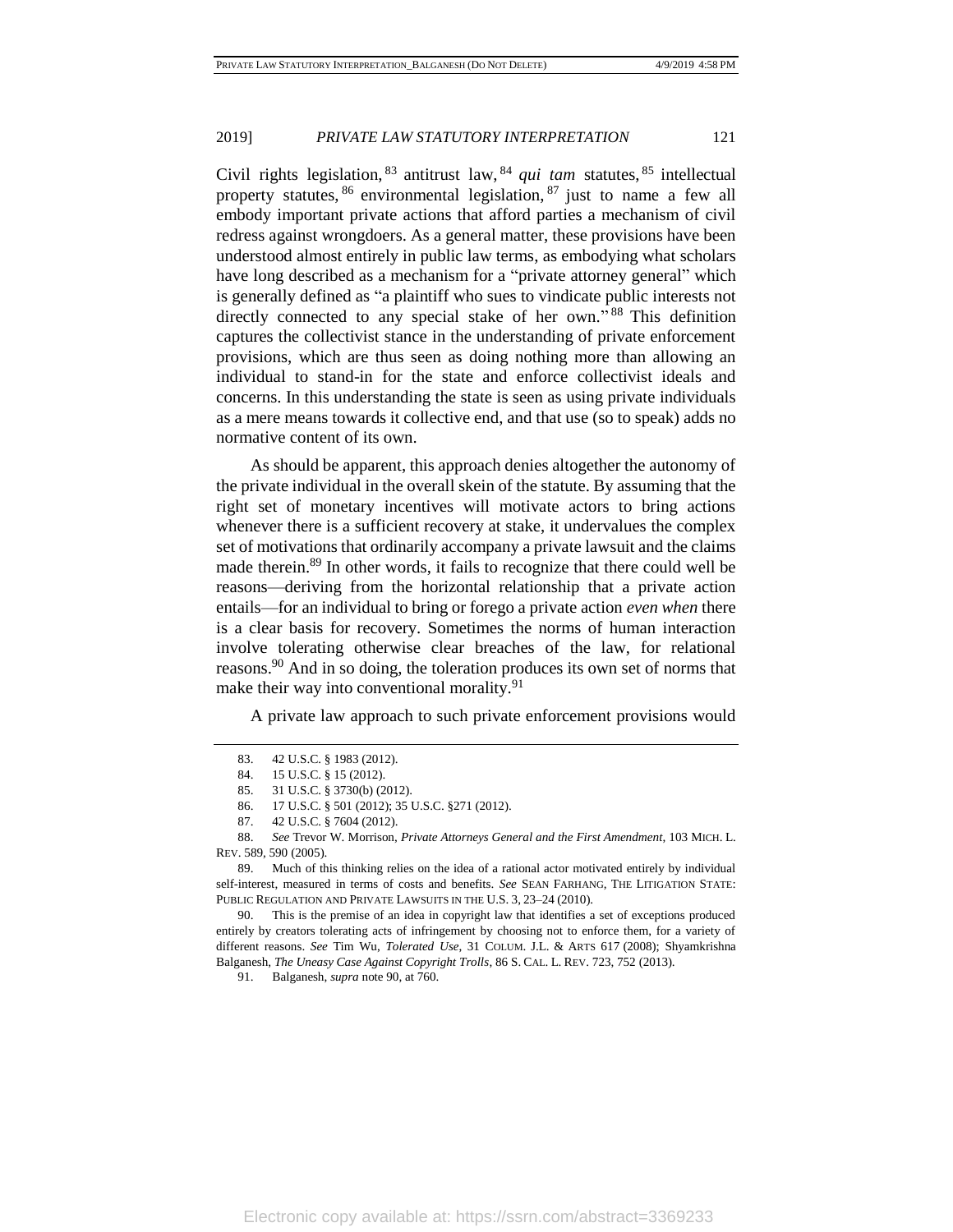Civil rights legislation,[83] antitrust law,[84] *qui tam* statutes,[85] intellectual property statutes,[86] environmental legislation,[87] just to name a few all embody important private actions that afford parties a mechanism of civil redress against wrongdoers. As a general matter, these provisions have been understood almost entirely in public law terms, as embodying what scholars have long described as a mechanism for a "private attorney general" which is generally defined as "a plaintiff who sues to vindicate public interests not directly connected to any special stake of her own."[88] This definition captures the collectivist stance in the understanding of private enforcement provisions, which are thus seen as doing nothing more than allowing an individual to stand-in for the state and enforce collectivist ideals and concerns. In this understanding the state is seen as using private individuals as a mere means towards it collective end, and that use (so to speak) adds no normative content of its own.

As should be apparent, this approach denies altogether the autonomy of the private individual in the overall skein of the statute. By assuming that the right set of monetary incentives will motivate actors to bring actions whenever there is a sufficient recovery at stake, it undervalues the complex set of motivations that ordinarily accompany a private lawsuit and the claims made therein.[89] In other words, it fails to recognize that there could well be reasons—deriving from the horizontal relationship that a private action entails—for an individual to bring or forego a private action *even when* there is a clear basis for recovery. Sometimes the norms of human interaction involve tolerating otherwise clear breaches of the law, for relational reasons.[90] And in so doing, the toleration produces its own set of norms that make their way into conventional morality.[91]

A private law approach to such private enforcement provisions would

---

83. 42 U.S.C. § 1983 (2012).

84. 15 U.S.C. § 15 (2012).

85. 31 U.S.C. § 3730(b) (2012).

86. 17 U.S.C. § 501 (2012); 35 U.S.C. §271 (2012).

87. 42 U.S.C. § 7604 (2012).

88. *See* Trevor W. Morrison, *Private Attorneys General and the First Amendment*, 103 MICH. L. REV. 589, 590 (2005).

89. Much of this thinking relies on the idea of a rational actor motivated entirely by individual self-interest, measured in terms of costs and benefits. *See* SEAN FARHANG, THE LITIGATION STATE: PUBLIC REGULATION AND PRIVATE LAWSUITS IN THE U.S. 3, 23–24 (2010).

90. This is the premise of an idea in copyright law that identifies a set of exceptions produced entirely by creators tolerating acts of infringement by choosing not to enforce them, for a variety of different reasons. *See* Tim Wu, *Tolerated Use*, 31 COLUM. J.L. & ARTS 617 (2008); Shyamkrishna Balganesh, *The Uneasy Case Against Copyright Trolls*, 86 S. CAL. L. REV. 723, 752 (2013).

91. Balganesh, *supra* note 90, at 760.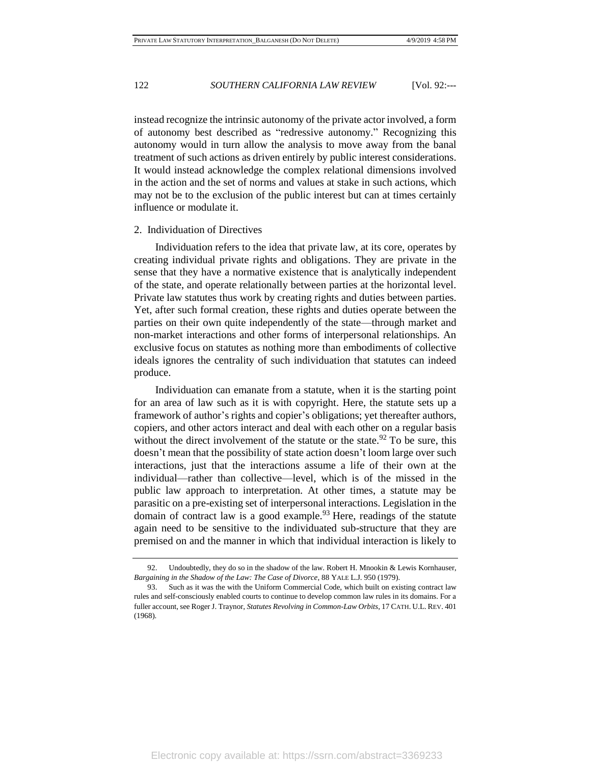instead recognize the intrinsic autonomy of the private actor involved, a form of autonomy best described as "redressive autonomy." Recognizing this autonomy would in turn allow the analysis to move away from the banal treatment of such actions as driven entirely by public interest considerations. It would instead acknowledge the complex relational dimensions involved in the action and the set of norms and values at stake in such actions, which may not be to the exclusion of the public interest but can at times certainly influence or modulate it.

### 2. Individuation of Directives

Individuation refers to the idea that private law, at its core, operates by creating individual private rights and obligations. They are private in the sense that they have a normative existence that is analytically independent of the state, and operate relationally between parties at the horizontal level. Private law statutes thus work by creating rights and duties between parties. Yet, after such formal creation, these rights and duties operate between the parties on their own quite independently of the state—through market and non-market interactions and other forms of interpersonal relationships. An exclusive focus on statutes as nothing more than embodiments of collective ideals ignores the centrality of such individuation that statutes can indeed produce.

Individuation can emanate from a statute, when it is the starting point for an area of law such as it is with copyright. Here, the statute sets up a framework of author's rights and copier's obligations; yet thereafter authors, copiers, and other actors interact and deal with each other on a regular basis without the direct involvement of the statute or the state.[92] To be sure, this doesn't mean that the possibility of state action doesn't loom large over such interactions, just that the interactions assume a life of their own at the individual—rather than collective—level, which is of the missed in the public law approach to interpretation. At other times, a statute may be parasitic on a pre-existing set of interpersonal interactions. Legislation in the domain of contract law is a good example.[93] Here, readings of the statute again need to be sensitive to the individuated sub-structure that they are premised on and the manner in which that individual interaction is likely to

---

92. Undoubtedly, they do so in the shadow of the law. Robert H. Mnookin & Lewis Kornhauser, *Bargaining in the Shadow of the Law: The Case of Divorce*, 88 YALE L.J. 950 (1979).

93. Such as it was the with the Uniform Commercial Code, which built on existing contract law rules and self-consciously enabled courts to continue to develop common law rules in its domains. For a fuller account, see Roger J. Traynor, *Statutes Revolving in Common-Law Orbits*, 17 CATH. U.L. REV. 401 (1968).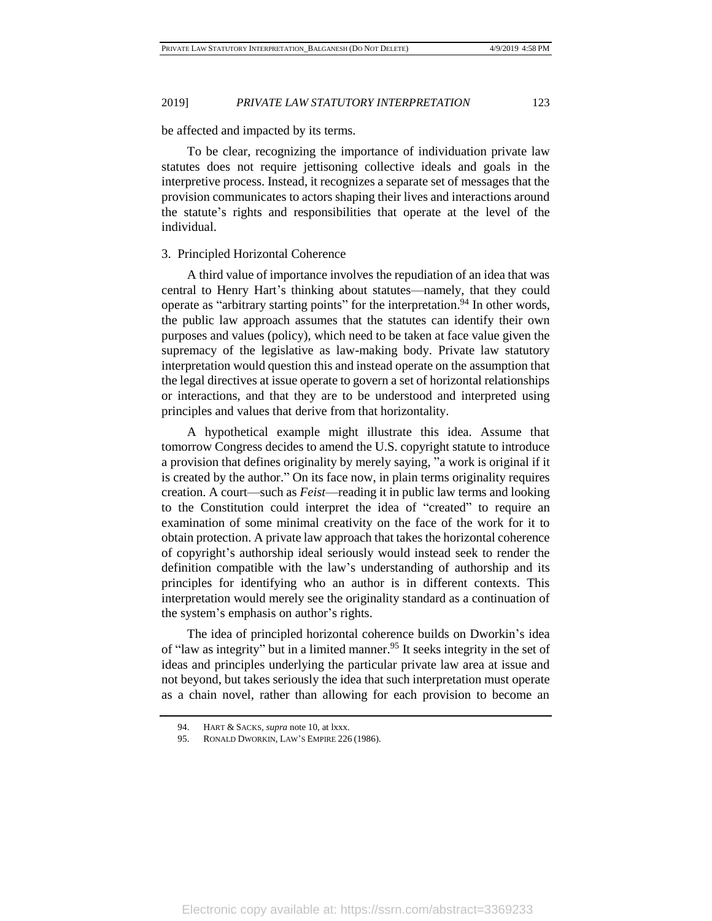be affected and impacted by its terms.

To be clear, recognizing the importance of individuation private law statutes does not require jettisoning collective ideals and goals in the interpretive process. Instead, it recognizes a separate set of messages that the provision communicates to actors shaping their lives and interactions around the statute's rights and responsibilities that operate at the level of the individual.

### 3. Principled Horizontal Coherence

A third value of importance involves the repudiation of an idea that was central to Henry Hart's thinking about statutes—namely, that they could operate as "arbitrary starting points" for the interpretation.[94] In other words, the public law approach assumes that the statutes can identify their own purposes and values (policy), which need to be taken at face value given the supremacy of the legislative as law-making body. Private law statutory interpretation would question this and instead operate on the assumption that the legal directives at issue operate to govern a set of horizontal relationships or interactions, and that they are to be understood and interpreted using principles and values that derive from that horizontality.

A hypothetical example might illustrate this idea. Assume that tomorrow Congress decides to amend the U.S. copyright statute to introduce a provision that defines originality by merely saying, "a work is original if it is created by the author." On its face now, in plain terms originality requires creation. A court—such as *Feist*—reading it in public law terms and looking to the Constitution could interpret the idea of "created" to require an examination of some minimal creativity on the face of the work for it to obtain protection. A private law approach that takes the horizontal coherence of copyright's authorship ideal seriously would instead seek to render the definition compatible with the law's understanding of authorship and its principles for identifying who an author is in different contexts. This interpretation would merely see the originality standard as a continuation of the system's emphasis on author's rights.

The idea of principled horizontal coherence builds on Dworkin's idea of "law as integrity" but in a limited manner.[95] It seeks integrity in the set of ideas and principles underlying the particular private law area at issue and not beyond, but takes seriously the idea that such interpretation must operate as a chain novel, rather than allowing for each provision to become an

---

94. HART & SACKS, *supra* note 10, at lxxx.

95. RONALD DWORKIN, LAW'S EMPIRE 226 (1986).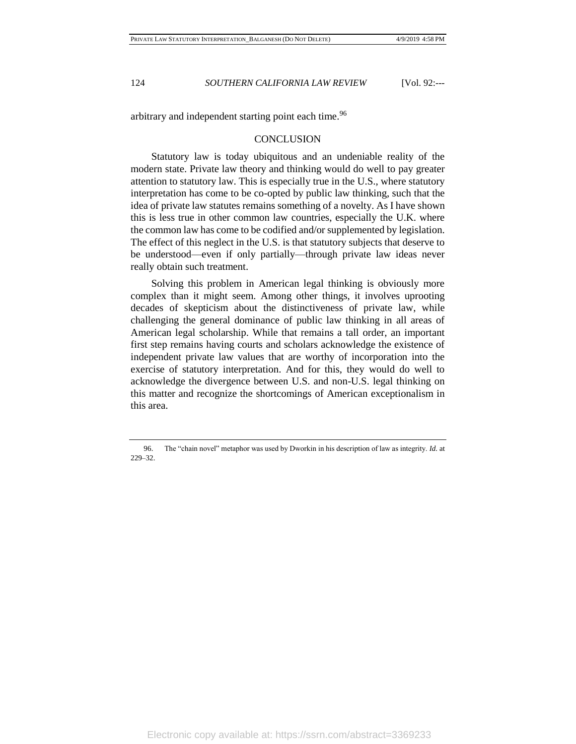arbitrary and independent starting point each time.[96]

## CONCLUSION

Statutory law is today ubiquitous and an undeniable reality of the modern state. Private law theory and thinking would do well to pay greater attention to statutory law. This is especially true in the U.S., where statutory interpretation has come to be co-opted by public law thinking, such that the idea of private law statutes remains something of a novelty. As I have shown this is less true in other common law countries, especially the U.K. where the common law has come to be codified and/or supplemented by legislation. The effect of this neglect in the U.S. is that statutory subjects that deserve to be understood—even if only partially—through private law ideas never really obtain such treatment.

Solving this problem in American legal thinking is obviously more complex than it might seem. Among other things, it involves uprooting decades of skepticism about the distinctiveness of private law, while challenging the general dominance of public law thinking in all areas of American legal scholarship. While that remains a tall order, an important first step remains having courts and scholars acknowledge the existence of independent private law values that are worthy of incorporation into the exercise of statutory interpretation. And for this, they would do well to acknowledge the divergence between U.S. and non-U.S. legal thinking on this matter and recognize the shortcomings of American exceptionalism in this area.

---

96. The "chain novel" metaphor was used by Dworkin in his description of law as integrity. *Id.* at 229–32.